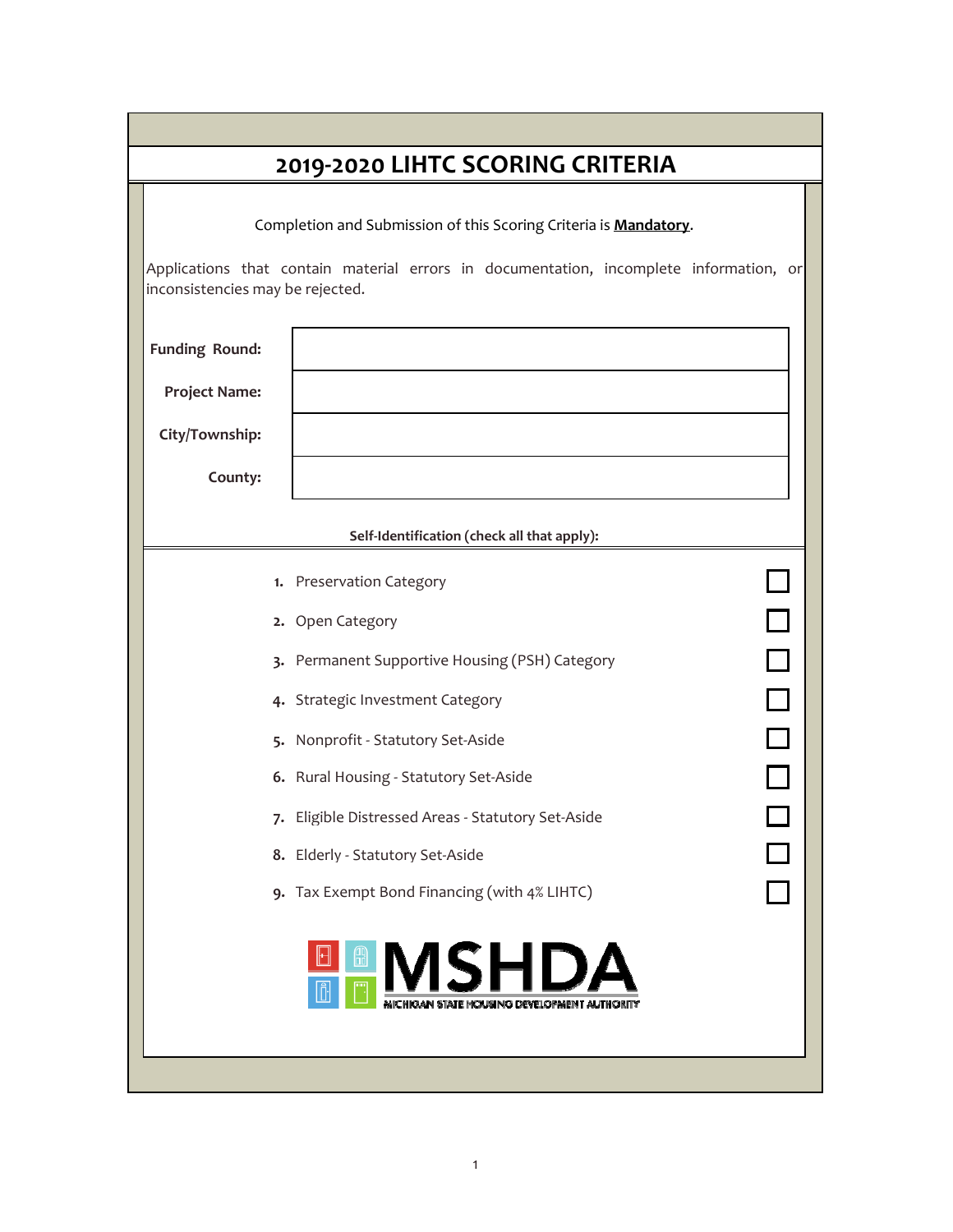# 2019-2020 LIHTC SCORING CRITERIA

Completion and Submission of this Scoring Criteria is **Mandatory**.

Applications that contain material errors in documentation, incomplete information, or inconsistencies may be rejected.

| | |
|---|---|
| **Funding Round:** | |
| **Project Name:** | |
| **City/Township:** | |
| **County:** | |

**Self-Identification (check all that apply):**

| | | |
|---|---|---|
| **1.** | Preservation Category | ☐ |
| **2.** | Open Category | ☐ |
| **3.** | Permanent Supportive Housing (PSH) Category | ☐ |
| **4.** | Strategic Investment Category | ☐ |
| **5.** | Nonprofit - Statutory Set-Aside | ☐ |
| **6.** | Rural Housing - Statutory Set-Aside | ☐ |
| **7.** | Eligible Distressed Areas - Statutory Set-Aside | ☐ |
| **8.** | Elderly - Statutory Set-Aside | ☐ |
| **9.** | Tax Exempt Bond Financing (with 4% LIHTC) | ☐ |

MSHDA
MICHIGAN STATE HOUSING DEVELOPMENT AUTHORITY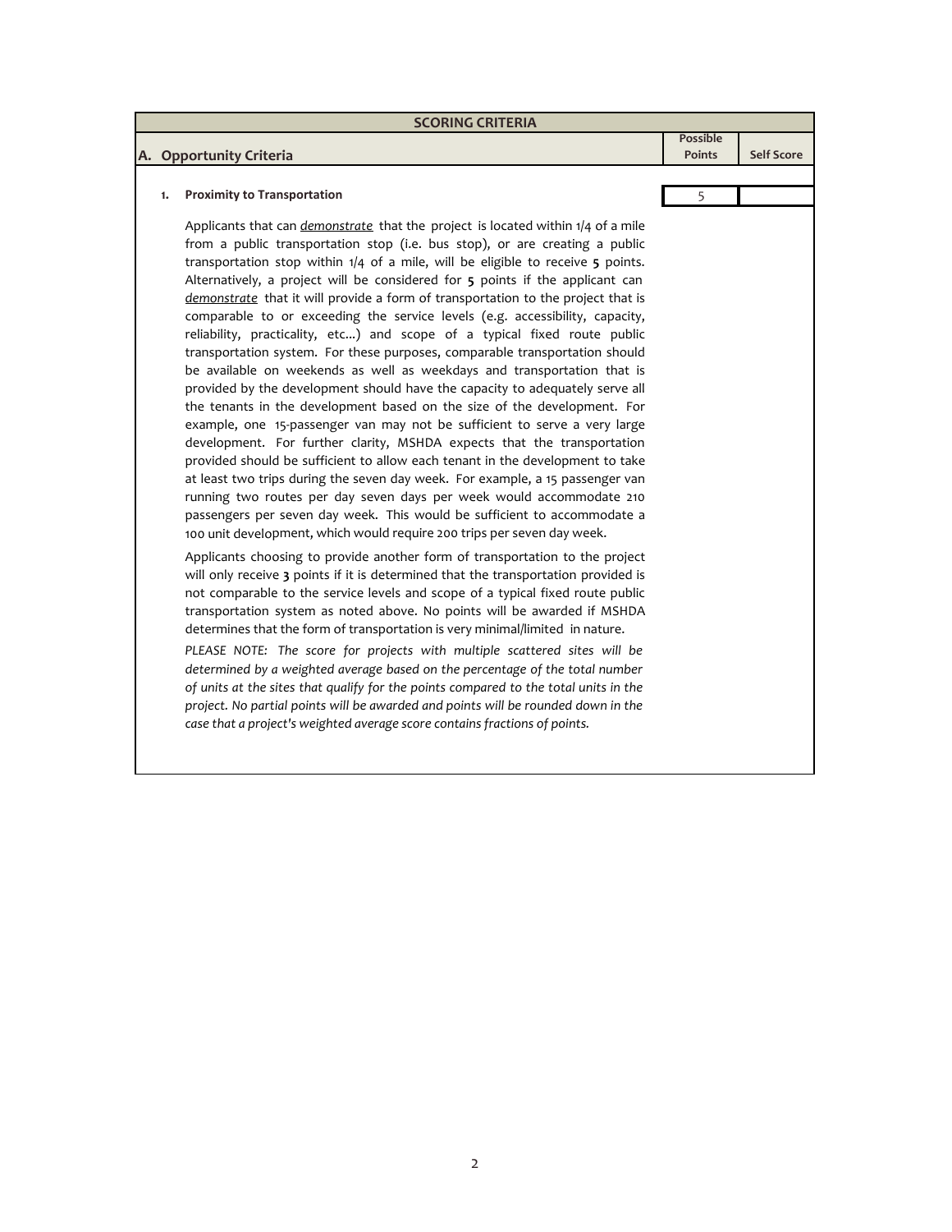| SCORING CRITERIA | | |
|---|---|---|
| **A. Opportunity Criteria** | **Possible Points** | **Self Score** |
| **1. Proximity to Transportation** | 5 | |

Applicants that can *demonstrate* that the project is located within 1/4 of a mile from a public transportation stop (i.e. bus stop), or are creating a public transportation stop within 1/4 of a mile, will be eligible to receive **5** points. Alternatively, a project will be considered for **5** points if the applicant can *demonstrate* that it will provide a form of transportation to the project that is comparable to or exceeding the service levels (e.g. accessibility, capacity, reliability, practicality, etc...) and scope of a typical fixed route public transportation system. For these purposes, comparable transportation should be available on weekends as well as weekdays and transportation that is provided by the development should have the capacity to adequately serve all the tenants in the development based on the size of the development. For example, one 15-passenger van may not be sufficient to serve a very large development. For further clarity, MSHDA expects that the transportation provided should be sufficient to allow each tenant in the development to take at least two trips during the seven day week. For example, a 15 passenger van running two routes per day seven days per week would accommodate 210 passengers per seven day week. This would be sufficient to accommodate a 100 unit development, which would require 200 trips per seven day week.

Applicants choosing to provide another form of transportation to the project will only receive **3** points if it is determined that the transportation provided is not comparable to the service levels and scope of a typical fixed route public transportation system as noted above. No points will be awarded if MSHDA determines that the form of transportation is very minimal/limited in nature.

*PLEASE NOTE: The score for projects with multiple scattered sites will be determined by a weighted average based on the percentage of the total number of units at the sites that qualify for the points compared to the total units in the project. No partial points will be awarded and points will be rounded down in the case that a project's weighted average score contains fractions of points.*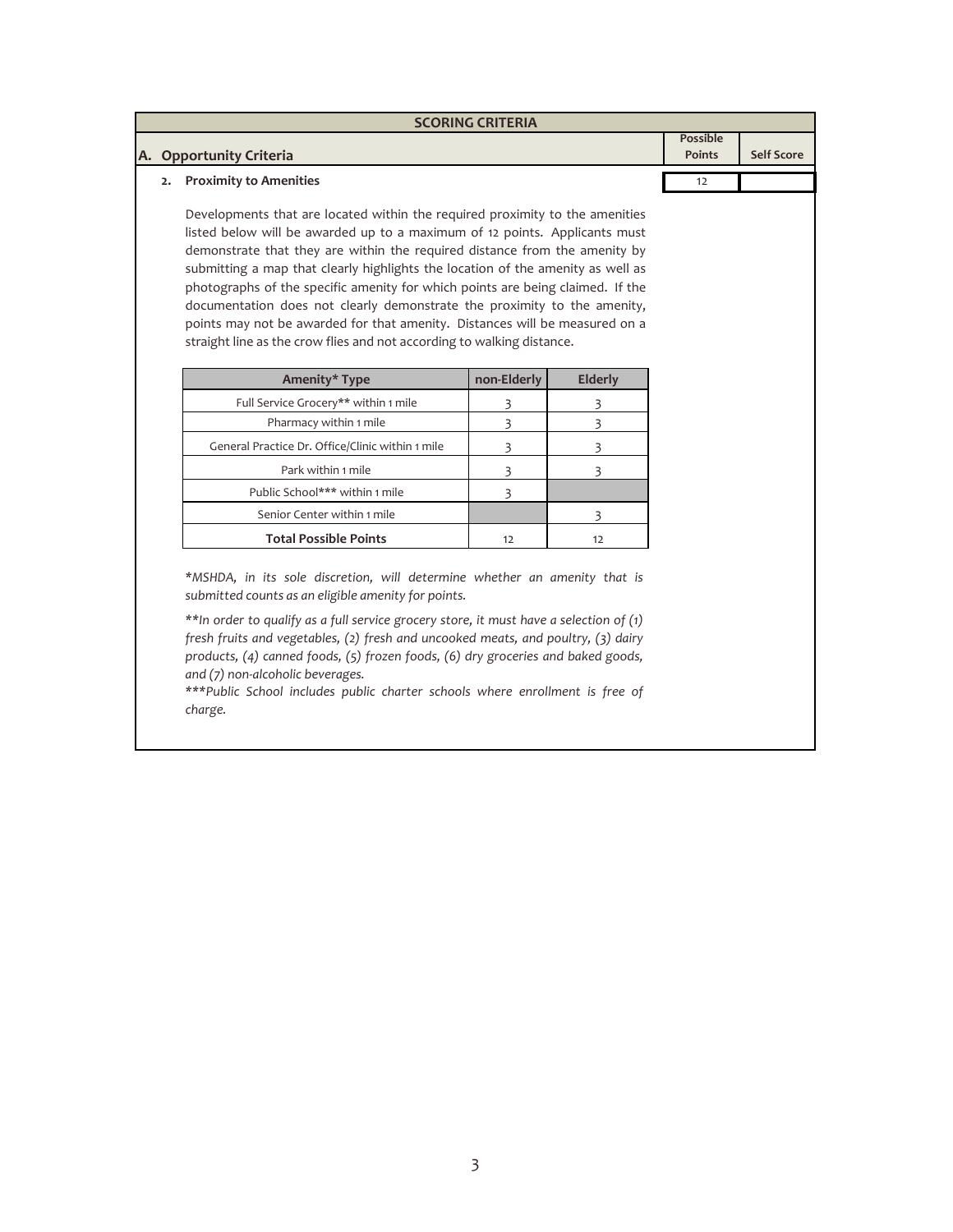## SCORING CRITERIA

| A. Opportunity Criteria | Possible Points | Self Score |
|---|---|---|
| **2. Proximity to Amenities** | 12 | |

Developments that are located within the required proximity to the amenities listed below will be awarded up to a maximum of 12 points. Applicants must demonstrate that they are within the required distance from the amenity by submitting a map that clearly highlights the location of the amenity as well as photographs of the specific amenity for which points are being claimed. If the documentation does not clearly demonstrate the proximity to the amenity, points may not be awarded for that amenity. Distances will be measured on a straight line as the crow flies and not according to walking distance.

| Amenity* Type | non-Elderly | Elderly |
|---|---|---|
| Full Service Grocery** within 1 mile | 3 | 3 |
| Pharmacy within 1 mile | 3 | 3 |
| General Practice Dr. Office/Clinic within 1 mile | 3 | 3 |
| Park within 1 mile | 3 | 3 |
| Public School*** within 1 mile | 3 | |
| Senior Center within 1 mile | | 3 |
| **Total Possible Points** | 12 | 12 |

*\*MSHDA, in its sole discretion, will determine whether an amenity that is submitted counts as an eligible amenity for points.*

*\*\*In order to qualify as a full service grocery store, it must have a selection of (1) fresh fruits and vegetables, (2) fresh and uncooked meats, and poultry, (3) dairy products, (4) canned foods, (5) frozen foods, (6) dry groceries and baked goods, and (7) non-alcoholic beverages.*

*\*\*\*Public School includes public charter schools where enrollment is free of charge.*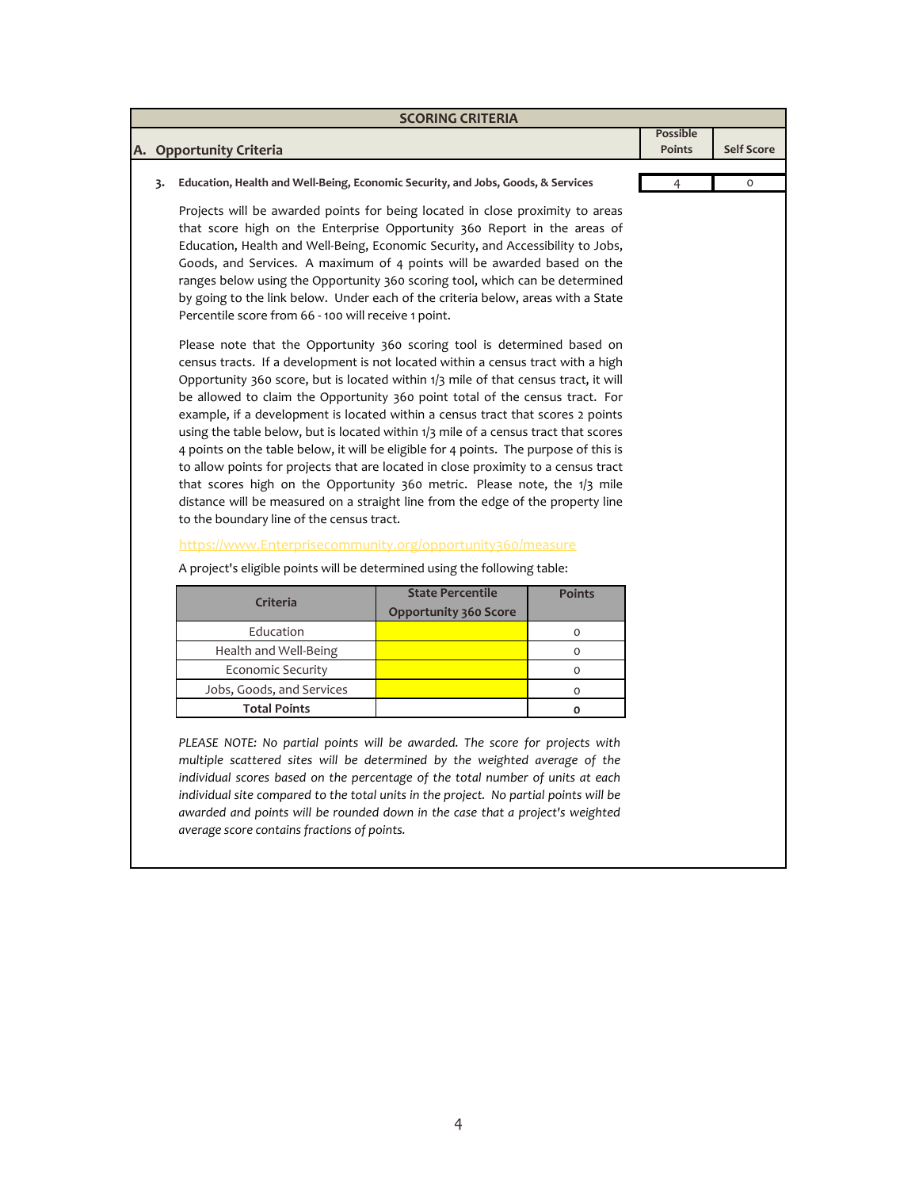## SCORING CRITERIA

| A. Opportunity Criteria | Possible Points | Self Score |
|---|---|---|
| **3. Education, Health and Well-Being, Economic Security, and Jobs, Goods, & Services** | 4 | 0 |

Projects will be awarded points for being located in close proximity to areas that score high on the Enterprise Opportunity 360 Report in the areas of Education, Health and Well-Being, Economic Security, and Accessibility to Jobs, Goods, and Services. A maximum of 4 points will be awarded based on the ranges below using the Opportunity 360 scoring tool, which can be determined by going to the link below. Under each of the criteria below, areas with a State Percentile score from 66 - 100 will receive 1 point.

Please note that the Opportunity 360 scoring tool is determined based on census tracts. If a development is not located within a census tract with a high Opportunity 360 score, but is located within 1/3 mile of that census tract, it will be allowed to claim the Opportunity 360 point total of the census tract. For example, if a development is located within a census tract that scores 2 points using the table below, but is located within 1/3 mile of a census tract that scores 4 points on the table below, it will be eligible for 4 points. The purpose of this is to allow points for projects that are located in close proximity to a census tract that scores high on the Opportunity 360 metric. Please note, the 1/3 mile distance will be measured on a straight line from the edge of the property line to the boundary line of the census tract.

https://www.Enterprisecommunity.org/opportunity360/measure

A project's eligible points will be determined using the following table:

| Criteria | State Percentile Opportunity 360 Score | Points |
|---|---|---|
| Education | | 0 |
| Health and Well-Being | | 0 |
| Economic Security | | 0 |
| Jobs, Goods, and Services | | 0 |
| **Total Points** | | **0** |

*PLEASE NOTE: No partial points will be awarded. The score for projects with multiple scattered sites will be determined by the weighted average of the individual scores based on the percentage of the total number of units at each individual site compared to the total units in the project. No partial points will be awarded and points will be rounded down in the case that a project's weighted average score contains fractions of points.*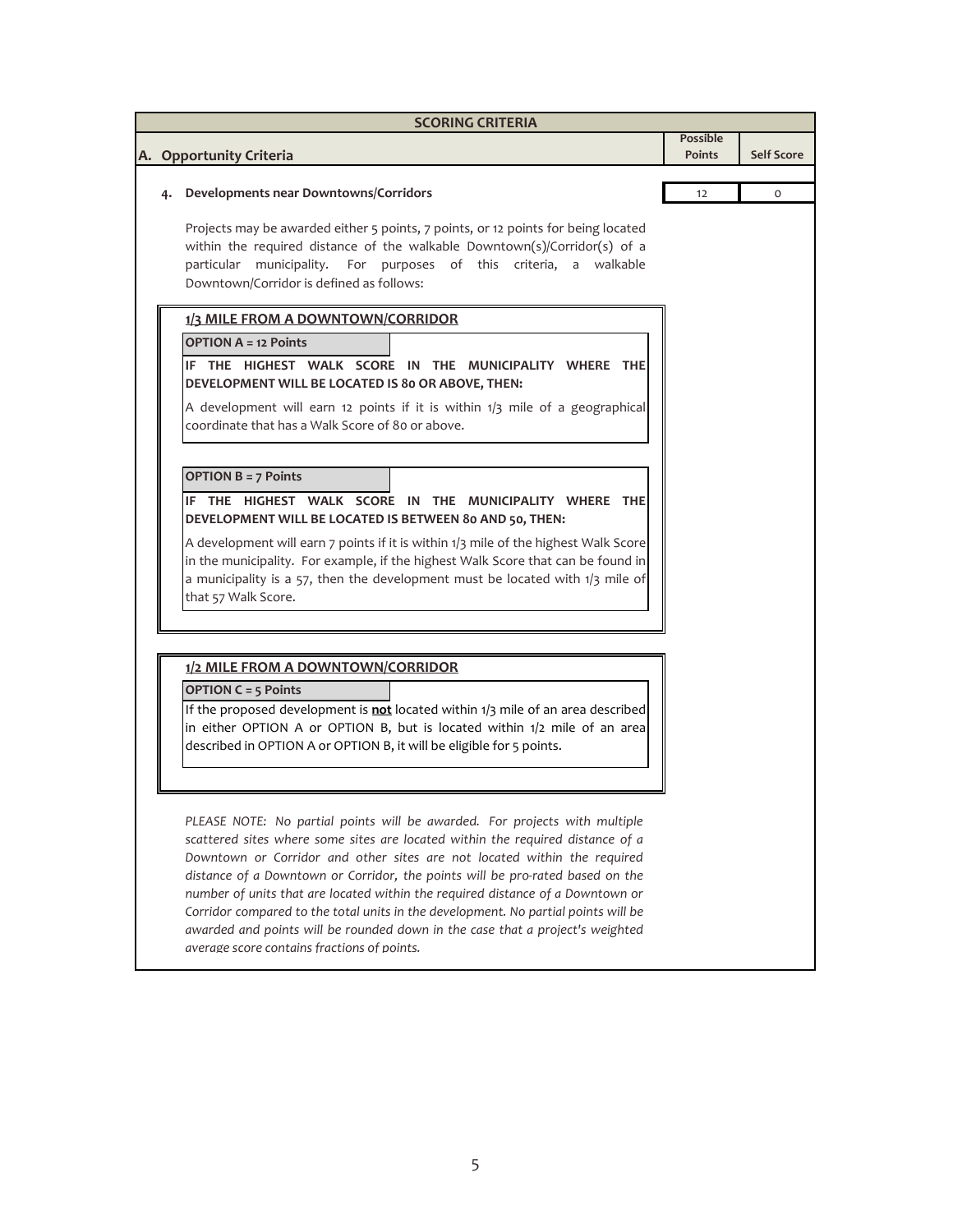| SCORING CRITERIA | | |
|---|---|---|
| **A. Opportunity Criteria** | **Possible Points** | **Self Score** |
| **4. Developments near Downtowns/Corridors** | 12 | 0 |

Projects may be awarded either 5 points, 7 points, or 12 points for being located within the required distance of the walkable Downtown(s)/Corridor(s) of a particular municipality. For purposes of this criteria, a walkable Downtown/Corridor is defined as follows:

**1/3 MILE FROM A DOWNTOWN/CORRIDOR**

**OPTION A = 12 Points**

**IF THE HIGHEST WALK SCORE IN THE MUNICIPALITY WHERE THE DEVELOPMENT WILL BE LOCATED IS 80 OR ABOVE, THEN:**

A development will earn 12 points if it is within 1/3 mile of a geographical coordinate that has a Walk Score of 80 or above.

**OPTION B = 7 Points**

**IF THE HIGHEST WALK SCORE IN THE MUNICIPALITY WHERE THE DEVELOPMENT WILL BE LOCATED IS BETWEEN 80 AND 50, THEN:**

A development will earn 7 points if it is within 1/3 mile of the highest Walk Score in the municipality. For example, if the highest Walk Score that can be found in a municipality is a 57, then the development must be located with 1/3 mile of that 57 Walk Score.

**1/2 MILE FROM A DOWNTOWN/CORRIDOR**

**OPTION C = 5 Points**

If the proposed development is **not** located within 1/3 mile of an area described in either OPTION A or OPTION B, but is located within 1/2 mile of an area described in OPTION A or OPTION B, it will be eligible for 5 points.

*PLEASE NOTE: No partial points will be awarded. For projects with multiple scattered sites where some sites are located within the required distance of a Downtown or Corridor and other sites are not located within the required distance of a Downtown or Corridor, the points will be pro-rated based on the number of units that are located within the required distance of a Downtown or Corridor compared to the total units in the development. No partial points will be awarded and points will be rounded down in the case that a project's weighted average score contains fractions of points.*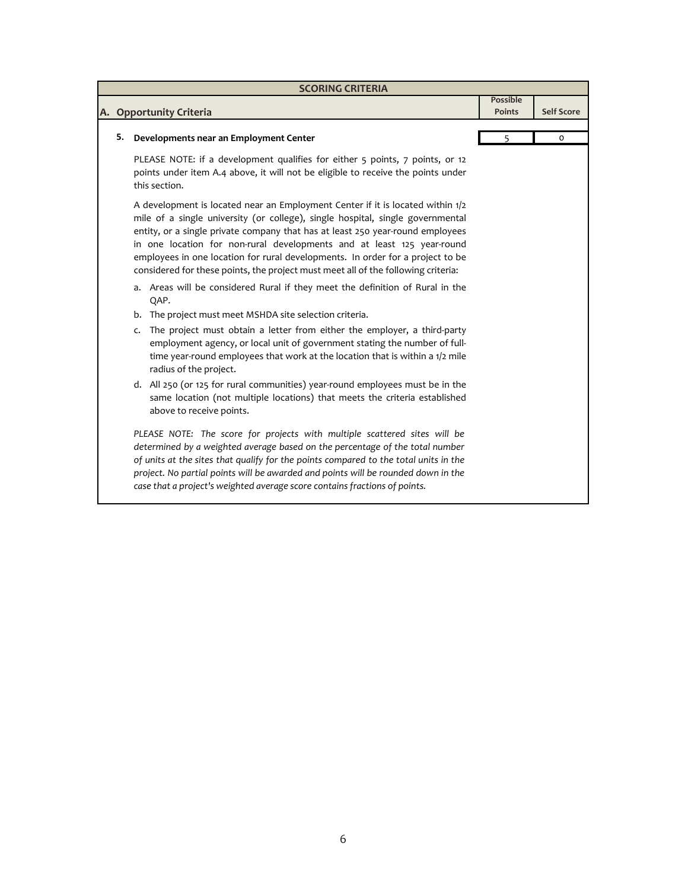## SCORING CRITERIA

| A. Opportunity Criteria | Possible Points | Self Score |
|---|---|---|
| **5. Developments near an Employment Center** | 5 | 0 |

PLEASE NOTE: if a development qualifies for either 5 points, 7 points, or 12 points under item A.4 above, it will not be eligible to receive the points under this section.

A development is located near an Employment Center if it is located within 1/2 mile of a single university (or college), single hospital, single governmental entity, or a single private company that has at least 250 year-round employees in one location for non-rural developments and at least 125 year-round employees in one location for rural developments. In order for a project to be considered for these points, the project must meet all of the following criteria:

a. Areas will be considered Rural if they meet the definition of Rural in the QAP.
b. The project must meet MSHDA site selection criteria.
c. The project must obtain a letter from either the employer, a third-party employment agency, or local unit of government stating the number of full-time year-round employees that work at the location that is within a 1/2 mile radius of the project.
d. All 250 (or 125 for rural communities) year-round employees must be in the same location (not multiple locations) that meets the criteria established above to receive points.

*PLEASE NOTE: The score for projects with multiple scattered sites will be determined by a weighted average based on the percentage of the total number of units at the sites that qualify for the points compared to the total units in the project. No partial points will be awarded and points will be rounded down in the case that a project's weighted average score contains fractions of points.*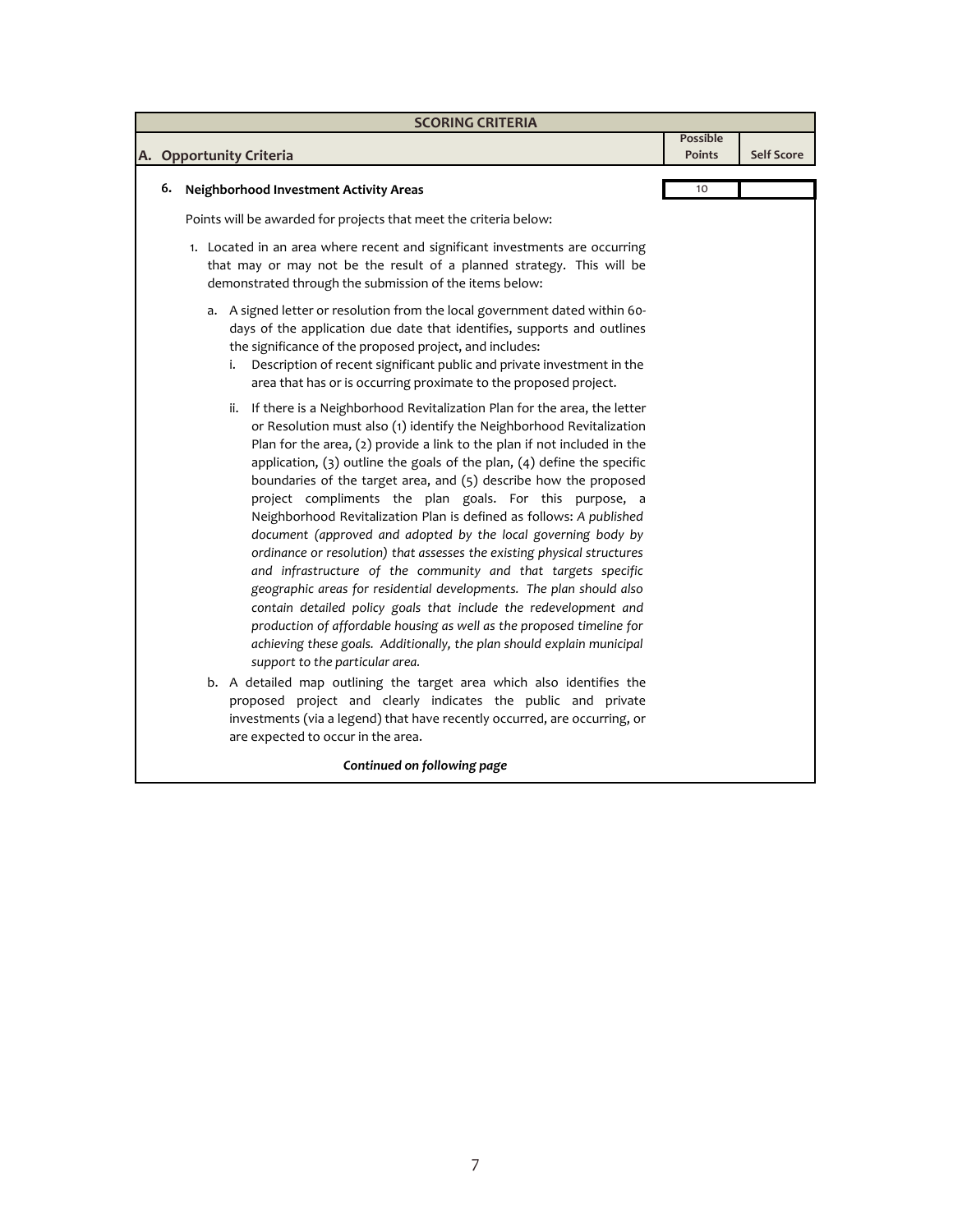| SCORING CRITERIA | | |
|---|---|---|
| **A. Opportunity Criteria** | **Possible Points** | **Self Score** |
| **6. Neighborhood Investment Activity Areas** | 10 | |

Points will be awarded for projects that meet the criteria below:

1. Located in an area where recent and significant investments are occurring that may or may not be the result of a planned strategy. This will be demonstrated through the submission of the items below:

   a. A signed letter or resolution from the local government dated within 60-days of the application due date that identifies, supports and outlines the significance of the proposed project, and includes:

      i. Description of recent significant public and private investment in the area that has or is occurring proximate to the proposed project.

      ii. If there is a Neighborhood Revitalization Plan for the area, the letter or Resolution must also (1) identify the Neighborhood Revitalization Plan for the area, (2) provide a link to the plan if not included in the application, (3) outline the goals of the plan, (4) define the specific boundaries of the target area, and (5) describe how the proposed project compliments the plan goals. For this purpose, a Neighborhood Revitalization Plan is defined as follows: *A published document (approved and adopted by the local governing body by ordinance or resolution) that assesses the existing physical structures and infrastructure of the community and that targets specific geographic areas for residential developments. The plan should also contain detailed policy goals that include the redevelopment and production of affordable housing as well as the proposed timeline for achieving these goals. Additionally, the plan should explain municipal support to the particular area.*

   b. A detailed map outlining the target area which also identifies the proposed project and clearly indicates the public and private investments (via a legend) that have recently occurred, are occurring, or are expected to occur in the area.

***Continued on following page***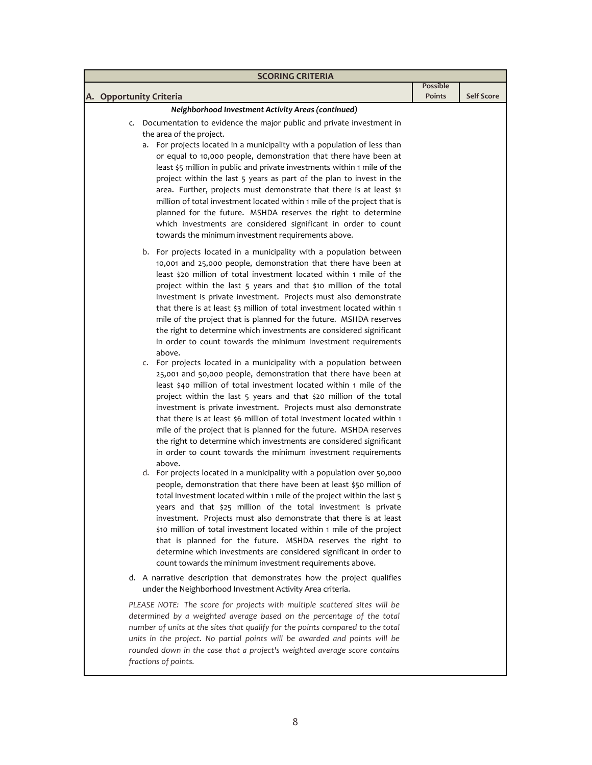| SCORING CRITERIA | | |
|---|---|---|
| **A. Opportunity Criteria** | **Possible Points** | **Self Score** |

***Neighborhood Investment Activity Areas (continued)***

c. Documentation to evidence the major public and private investment in the area of the project.

   a. For projects located in a municipality with a population of less than or equal to 10,000 people, demonstration that there have been at least $5 million in public and private investments within 1 mile of the project within the last 5 years as part of the plan to invest in the area. Further, projects must demonstrate that there is at least $1 million of total investment located within 1 mile of the project that is planned for the future. MSHDA reserves the right to determine which investments are considered significant in order to count towards the minimum investment requirements above.

   b. For projects located in a municipality with a population between 10,001 and 25,000 people, demonstration that there have been at least $20 million of total investment located within 1 mile of the project within the last 5 years and that $10 million of the total investment is private investment. Projects must also demonstrate that there is at least $3 million of total investment located within 1 mile of the project that is planned for the future. MSHDA reserves the right to determine which investments are considered significant in order to count towards the minimum investment requirements above.

   c. For projects located in a municipality with a population between 25,001 and 50,000 people, demonstration that there have been at least $40 million of total investment located within 1 mile of the project within the last 5 years and that $20 million of the total investment is private investment. Projects must also demonstrate that there is at least $6 million of total investment located within 1 mile of the project that is planned for the future. MSHDA reserves the right to determine which investments are considered significant in order to count towards the minimum investment requirements above.

   d. For projects located in a municipality with a population over 50,000 people, demonstration that there have been at least $50 million of total investment located within 1 mile of the project within the last 5 years and that $25 million of the total investment is private investment. Projects must also demonstrate that there is at least $10 million of total investment located within 1 mile of the project that is planned for the future. MSHDA reserves the right to determine which investments are considered significant in order to count towards the minimum investment requirements above.

d. A narrative description that demonstrates how the project qualifies under the Neighborhood Investment Activity Area criteria.

*PLEASE NOTE: The score for projects with multiple scattered sites will be determined by a weighted average based on the percentage of the total number of units at the sites that qualify for the points compared to the total units in the project. No partial points will be awarded and points will be rounded down in the case that a project's weighted average score contains fractions of points.*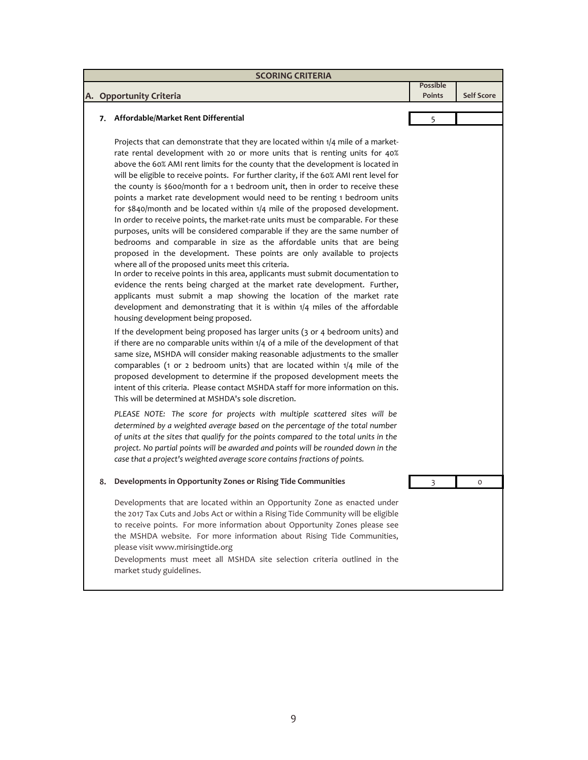| SCORING CRITERIA | | |
|---|---|---|
| **A. Opportunity Criteria** | **Possible Points** | **Self Score** |

**7. Affordable/Market Rent Differential**

| Possible Points | Self Score |
|---|---|
| 5 | |

Projects that can demonstrate that they are located within 1/4 mile of a market-rate rental development with 20 or more units that is renting units for 40% above the 60% AMI rent limits for the county that the development is located in will be eligible to receive points. For further clarity, if the 60% AMI rent level for the county is $600/month for a 1 bedroom unit, then in order to receive these points a market rate development would need to be renting 1 bedroom units for $840/month and be located within 1/4 mile of the proposed development. In order to receive points, the market-rate units must be comparable. For these purposes, units will be considered comparable if they are the same number of bedrooms and comparable in size as the affordable units that are being proposed in the development. These points are only available to projects where all of the proposed units meet this criteria.

In order to receive points in this area, applicants must submit documentation to evidence the rents being charged at the market rate development. Further, applicants must submit a map showing the location of the market rate development and demonstrating that it is within 1/4 miles of the affordable housing development being proposed.

If the development being proposed has larger units (3 or 4 bedroom units) and if there are no comparable units within 1/4 of a mile of the development of that same size, MSHDA will consider making reasonable adjustments to the smaller comparables (1 or 2 bedroom units) that are located within 1/4 mile of the proposed development to determine if the proposed development meets the intent of this criteria. Please contact MSHDA staff for more information on this. This will be determined at MSHDA's sole discretion.

*PLEASE NOTE: The score for projects with multiple scattered sites will be determined by a weighted average based on the percentage of the total number of units at the sites that qualify for the points compared to the total units in the project. No partial points will be awarded and points will be rounded down in the case that a project's weighted average score contains fractions of points.*

**8. Developments in Opportunity Zones or Rising Tide Communities**

| Possible Points | Self Score |
|---|---|
| 3 | 0 |

Developments that are located within an Opportunity Zone as enacted under the 2017 Tax Cuts and Jobs Act or within a Rising Tide Community will be eligible to receive points. For more information about Opportunity Zones please see the MSHDA website. For more information about Rising Tide Communities, please visit www.mirisingtide.org

Developments must meet all MSHDA site selection criteria outlined in the market study guidelines.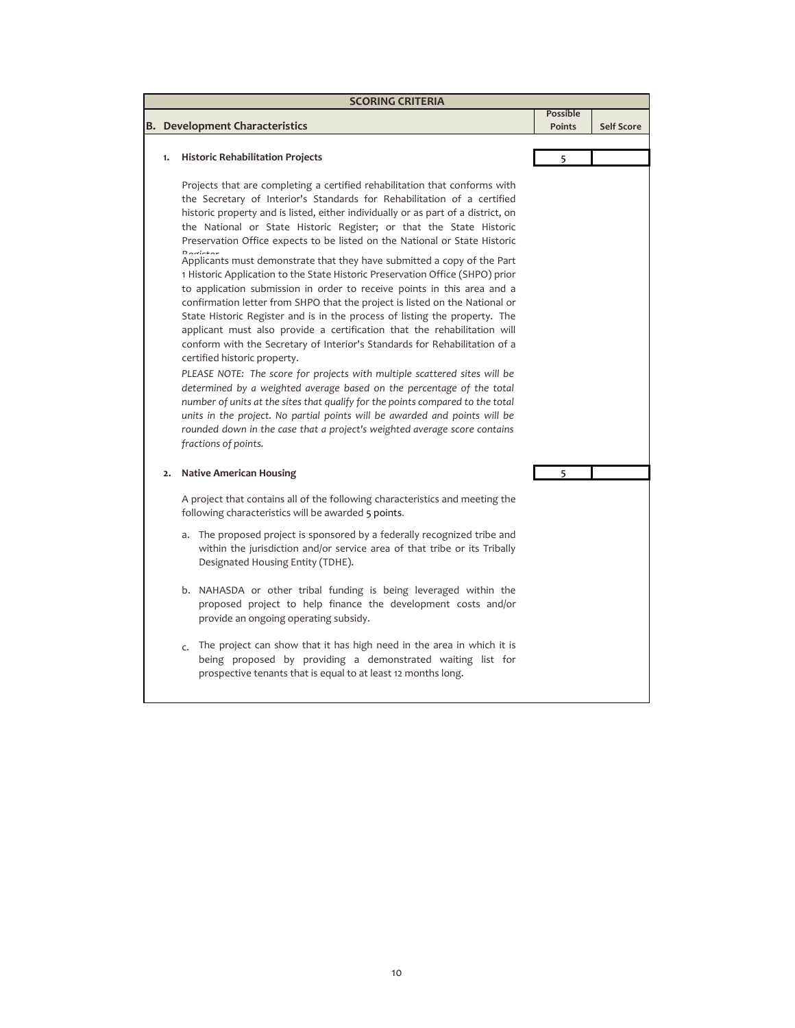## SCORING CRITERIA

| B. Development Characteristics | Possible Points | Self Score |
|---|---|---|
| **1. Historic Rehabilitation Projects** | 5 | |

Projects that are completing a certified rehabilitation that conforms with the Secretary of Interior's Standards for Rehabilitation of a certified historic property and is listed, either individually or as part of a district, on the National or State Historic Register; or that the State Historic Preservation Office expects to be listed on the National or State Historic Register.

Applicants must demonstrate that they have submitted a copy of the Part 1 Historic Application to the State Historic Preservation Office (SHPO) prior to application submission in order to receive points in this area and a confirmation letter from SHPO that the project is listed on the National or State Historic Register and is in the process of listing the property. The applicant must also provide a certification that the rehabilitation will conform with the Secretary of Interior's Standards for Rehabilitation of a certified historic property.

*PLEASE NOTE: The score for projects with multiple scattered sites will be determined by a weighted average based on the percentage of the total number of units at the sites that qualify for the points compared to the total units in the project. No partial points will be awarded and points will be rounded down in the case that a project's weighted average score contains fractions of points.*

| | Possible Points | Self Score |
|---|---|---|
| **2. Native American Housing** | 5 | |

A project that contains all of the following characteristics and meeting the following characteristics will be awarded 5 points.

a. The proposed project is sponsored by a federally recognized tribe and within the jurisdiction and/or service area of that tribe or its Tribally Designated Housing Entity (TDHE).

b. NAHASDA or other tribal funding is being leveraged within the proposed project to help finance the development costs and/or provide an ongoing operating subsidy.

c. The project can show that it has high need in the area in which it is being proposed by providing a demonstrated waiting list for prospective tenants that is equal to at least 12 months long.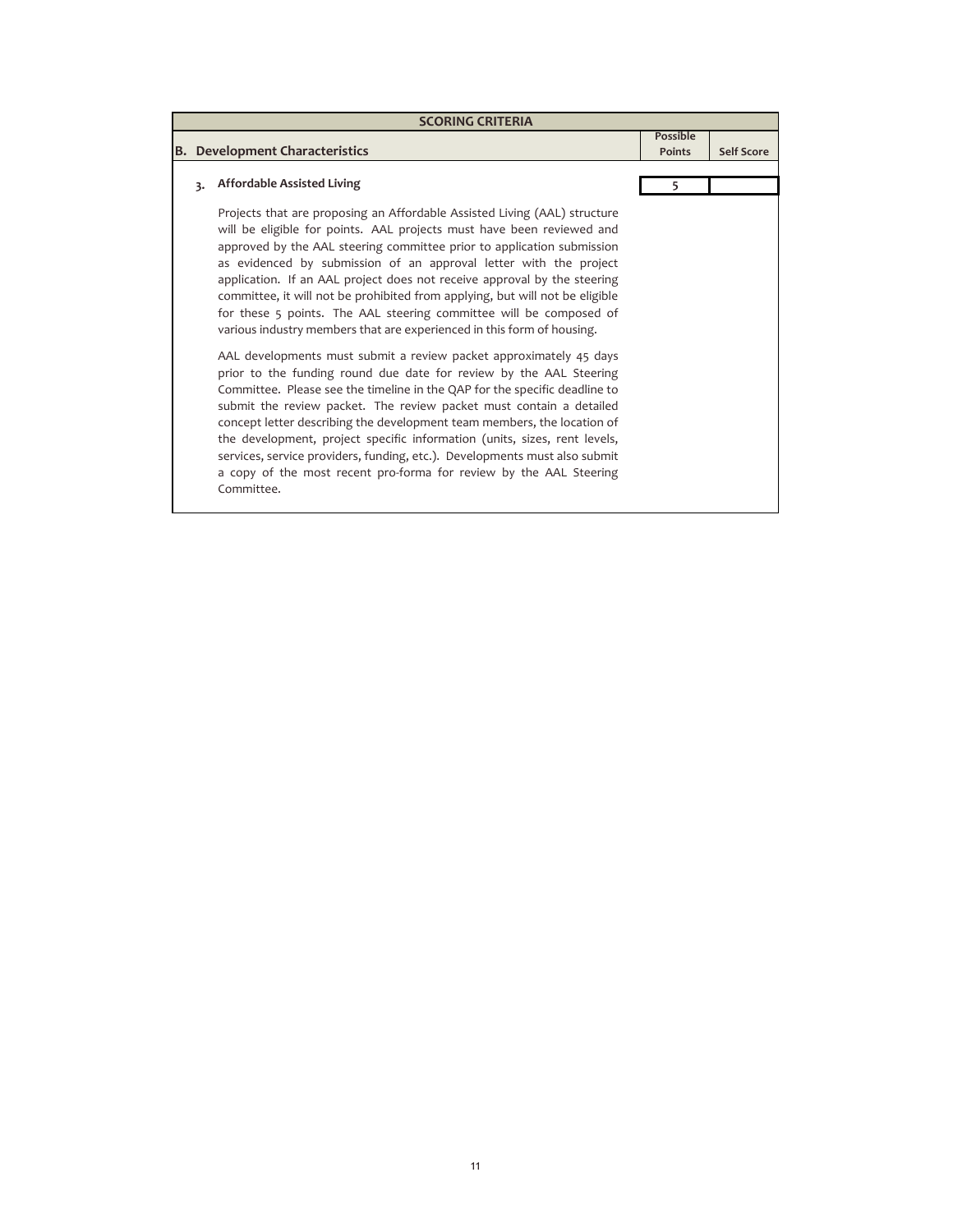| SCORING CRITERIA | | |
|---|---|---|
| **B. Development Characteristics** | **Possible Points** | **Self Score** |
| **3. Affordable Assisted Living** | 5 | |

Projects that are proposing an Affordable Assisted Living (AAL) structure will be eligible for points. AAL projects must have been reviewed and approved by the AAL steering committee prior to application submission as evidenced by submission of an approval letter with the project application. If an AAL project does not receive approval by the steering committee, it will not be prohibited from applying, but will not be eligible for these 5 points. The AAL steering committee will be composed of various industry members that are experienced in this form of housing.

AAL developments must submit a review packet approximately 45 days prior to the funding round due date for review by the AAL Steering Committee. Please see the timeline in the QAP for the specific deadline to submit the review packet. The review packet must contain a detailed concept letter describing the development team members, the location of the development, project specific information (units, sizes, rent levels, services, service providers, funding, etc.). Developments must also submit a copy of the most recent pro-forma for review by the AAL Steering Committee.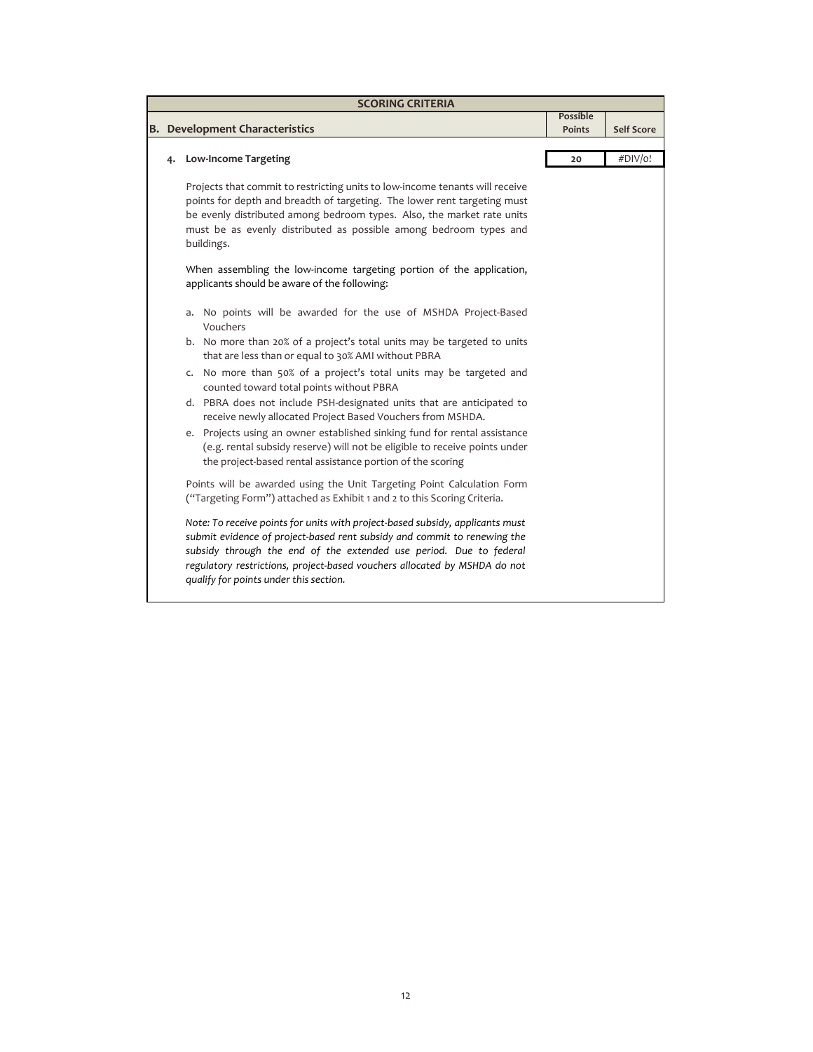| SCORING CRITERIA | | |
|---|---|---|
| **B. Development Characteristics** | **Possible Points** | **Self Score** |
| **4. Low-Income Targeting** | **20** | #DIV/0! |

Projects that commit to restricting units to low-income tenants will receive points for depth and breadth of targeting. The lower rent targeting must be evenly distributed among bedroom types. Also, the market rate units must be as evenly distributed as possible among bedroom types and buildings.

When assembling the low-income targeting portion of the application, applicants should be aware of the following:

a. No points will be awarded for the use of MSHDA Project-Based Vouchers
b. No more than 20% of a project's total units may be targeted to units that are less than or equal to 30% AMI without PBRA
c. No more than 50% of a project's total units may be targeted and counted toward total points without PBRA
d. PBRA does not include PSH-designated units that are anticipated to receive newly allocated Project Based Vouchers from MSHDA.
e. Projects using an owner established sinking fund for rental assistance (e.g. rental subsidy reserve) will not be eligible to receive points under the project-based rental assistance portion of the scoring

Points will be awarded using the Unit Targeting Point Calculation Form ("Targeting Form") attached as Exhibit 1 and 2 to this Scoring Criteria.

*Note: To receive points for units with project-based subsidy, applicants must submit evidence of project-based rent subsidy and commit to renewing the subsidy through the end of the extended use period. Due to federal regulatory restrictions, project-based vouchers allocated by MSHDA do not qualify for points under this section.*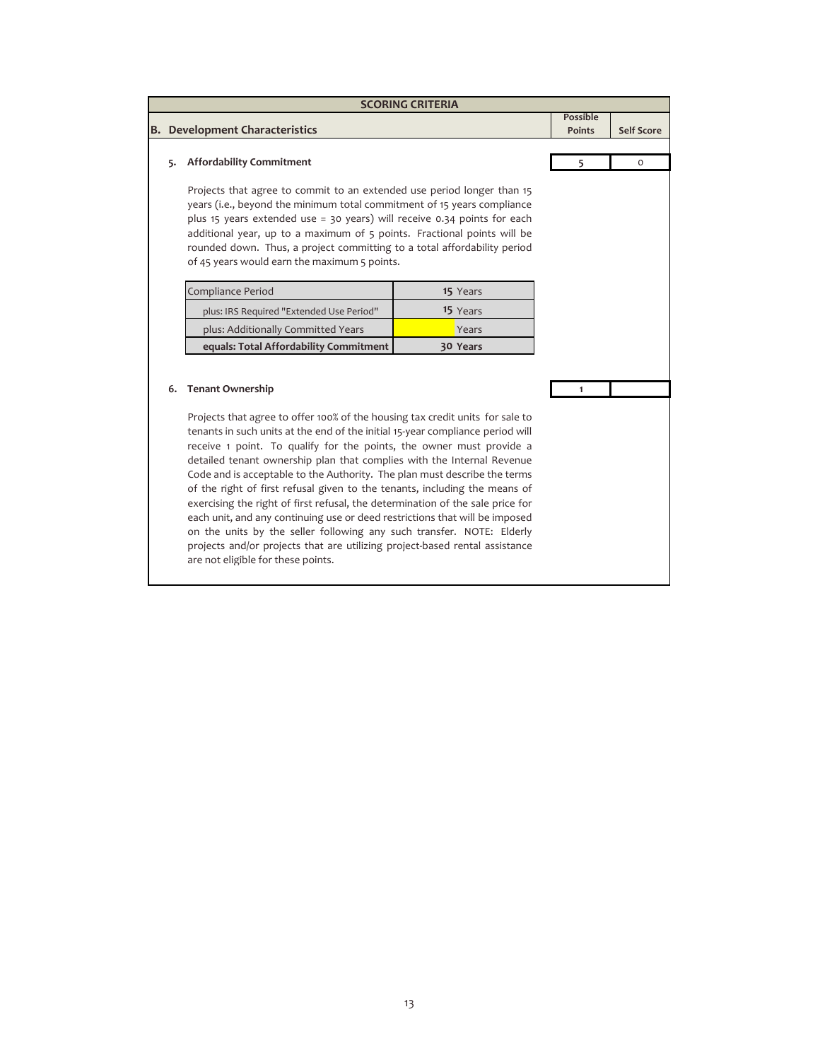| SCORING CRITERIA | | |
|---|---|---|
| **B. Development Characteristics** | **Possible Points** | **Self Score** |

**5. Affordability Commitment**

| Possible Points | Self Score |
|---|---|
| 5 | 0 |

Projects that agree to commit to an extended use period longer than 15 years (i.e., beyond the minimum total commitment of 15 years compliance plus 15 years extended use = 30 years) will receive 0.34 points for each additional year, up to a maximum of 5 points. Fractional points will be rounded down. Thus, a project committing to a total affordability period of 45 years would earn the maximum 5 points.

| | |
|---|---|
| Compliance Period | **15** Years |
| plus: IRS Required "Extended Use Period" | **15** Years |
| plus: Additionally Committed Years | Years |
| **equals: Total Affordability Commitment** | **30 Years** |

**6. Tenant Ownership**

| Possible Points | Self Score |
|---|---|
| 1 | |

Projects that agree to offer 100% of the housing tax credit units for sale to tenants in such units at the end of the initial 15-year compliance period will receive 1 point. To qualify for the points, the owner must provide a detailed tenant ownership plan that complies with the Internal Revenue Code and is acceptable to the Authority. The plan must describe the terms of the right of first refusal given to the tenants, including the means of exercising the right of first refusal, the determination of the sale price for each unit, and any continuing use or deed restrictions that will be imposed on the units by the seller following any such transfer. NOTE: Elderly projects and/or projects that are utilizing project-based rental assistance are not eligible for these points.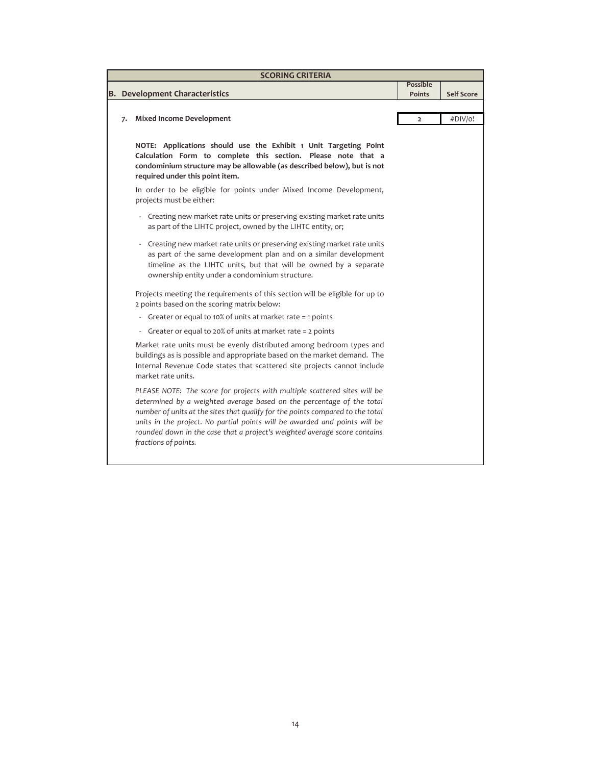## SCORING CRITERIA

| B. Development Characteristics | Possible Points | Self Score |
|---|---|---|
| 7. Mixed Income Development | 2 | #DIV/0! |

**NOTE: Applications should use the Exhibit 1 Unit Targeting Point Calculation Form to complete this section. Please note that a condominium structure may be allowable (as described below), but is not required under this point item.**

In order to be eligible for points under Mixed Income Development, projects must be either:

- Creating new market rate units or preserving existing market rate units as part of the LIHTC project, owned by the LIHTC entity, or;
- Creating new market rate units or preserving existing market rate units as part of the same development plan and on a similar development timeline as the LIHTC units, but that will be owned by a separate ownership entity under a condominium structure.

Projects meeting the requirements of this section will be eligible for up to 2 points based on the scoring matrix below:

- Greater or equal to 10% of units at market rate = 1 points
- Greater or equal to 20% of units at market rate = 2 points

Market rate units must be evenly distributed among bedroom types and buildings as is possible and appropriate based on the market demand. The Internal Revenue Code states that scattered site projects cannot include market rate units.

*PLEASE NOTE: The score for projects with multiple scattered sites will be determined by a weighted average based on the percentage of the total number of units at the sites that qualify for the points compared to the total units in the project. No partial points will be awarded and points will be rounded down in the case that a project's weighted average score contains fractions of points.*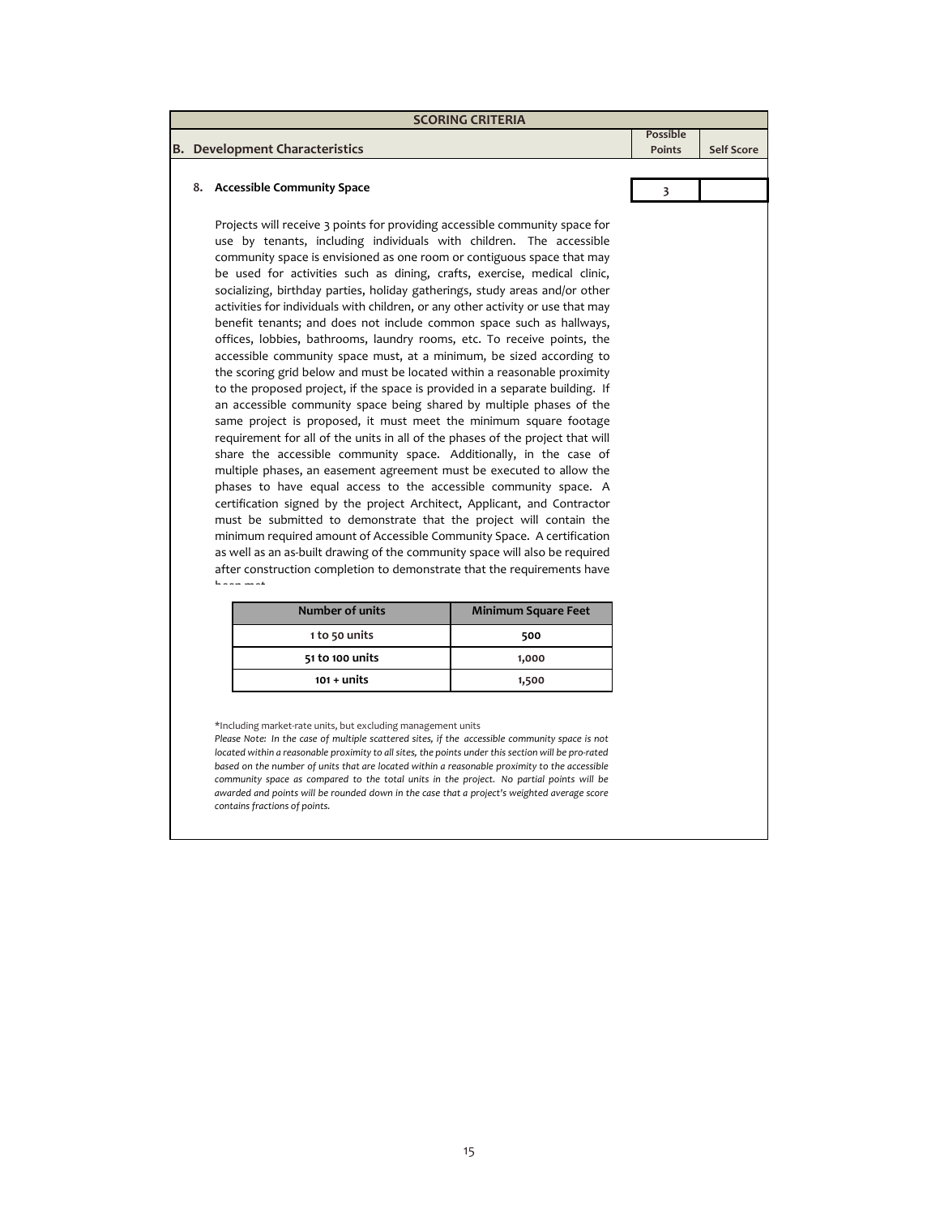## SCORING CRITERIA

| B. Development Characteristics | Possible Points | Self Score |
|---|---|---|
| **8. Accessible Community Space** | 3 | |

Projects will receive 3 points for providing accessible community space for use by tenants, including individuals with children. The accessible community space is envisioned as one room or contiguous space that may be used for activities such as dining, crafts, exercise, medical clinic, socializing, birthday parties, holiday gatherings, study areas and/or other activities for individuals with children, or any other activity or use that may benefit tenants; and does not include common space such as hallways, offices, lobbies, bathrooms, laundry rooms, etc. To receive points, the accessible community space must, at a minimum, be sized according to the scoring grid below and must be located within a reasonable proximity to the proposed project, if the space is provided in a separate building. If an accessible community space being shared by multiple phases of the same project is proposed, it must meet the minimum square footage requirement for all of the units in all of the phases of the project that will share the accessible community space. Additionally, in the case of multiple phases, an easement agreement must be executed to allow the phases to have equal access to the accessible community space. A certification signed by the project Architect, Applicant, and Contractor must be submitted to demonstrate that the project will contain the minimum required amount of Accessible Community Space. A certification as well as an as-built drawing of the community space will also be required after construction completion to demonstrate that the requirements have been met.

| Number of units | Minimum Square Feet |
|---|---|
| 1 to 50 units | 500 |
| 51 to 100 units | 1,000 |
| 101 + units | 1,500 |

*Including market-rate units, but excluding management units

*Please Note: In the case of multiple scattered sites, if the accessible community space is not located within a reasonable proximity to all sites, the points under this section will be pro-rated based on the number of units that are located within a reasonable proximity to the accessible community space as compared to the total units in the project. No partial points will be awarded and points will be rounded down in the case that a project's weighted average score contains fractions of points.*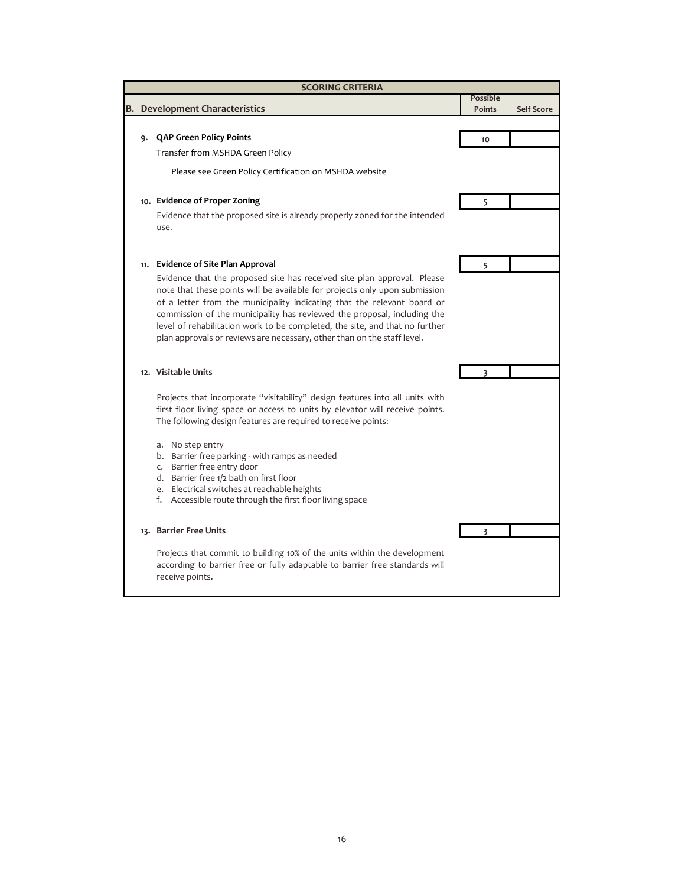| SCORING CRITERIA | | |
|---|---|---|
| **B. Development Characteristics** | **Possible Points** | **Self Score** |
| **9. QAP Green Policy Points**<br>Transfer from MSHDA Green Policy<br>Please see Green Policy Certification on MSHDA website | 10 | |
| **10. Evidence of Proper Zoning**<br>Evidence that the proposed site is already properly zoned for the intended use. | 5 | |
| **11. Evidence of Site Plan Approval**<br>Evidence that the proposed site has received site plan approval. Please note that these points will be available for projects only upon submission of a letter from the municipality indicating that the relevant board or commission of the municipality has reviewed the proposal, including the level of rehabilitation work to be completed, the site, and that no further plan approvals or reviews are necessary, other than on the staff level. | 5 | |
| **12. Visitable Units**<br>Projects that incorporate "visitability" design features into all units with first floor living space or access to units by elevator will receive points. The following design features are required to receive points:<br>a. No step entry<br>b. Barrier free parking - with ramps as needed<br>c. Barrier free entry door<br>d. Barrier free 1/2 bath on first floor<br>e. Electrical switches at reachable heights<br>f. Accessible route through the first floor living space | 3 | |
| **13. Barrier Free Units**<br>Projects that commit to building 10% of the units within the development according to barrier free or fully adaptable to barrier free standards will receive points. | 3 | |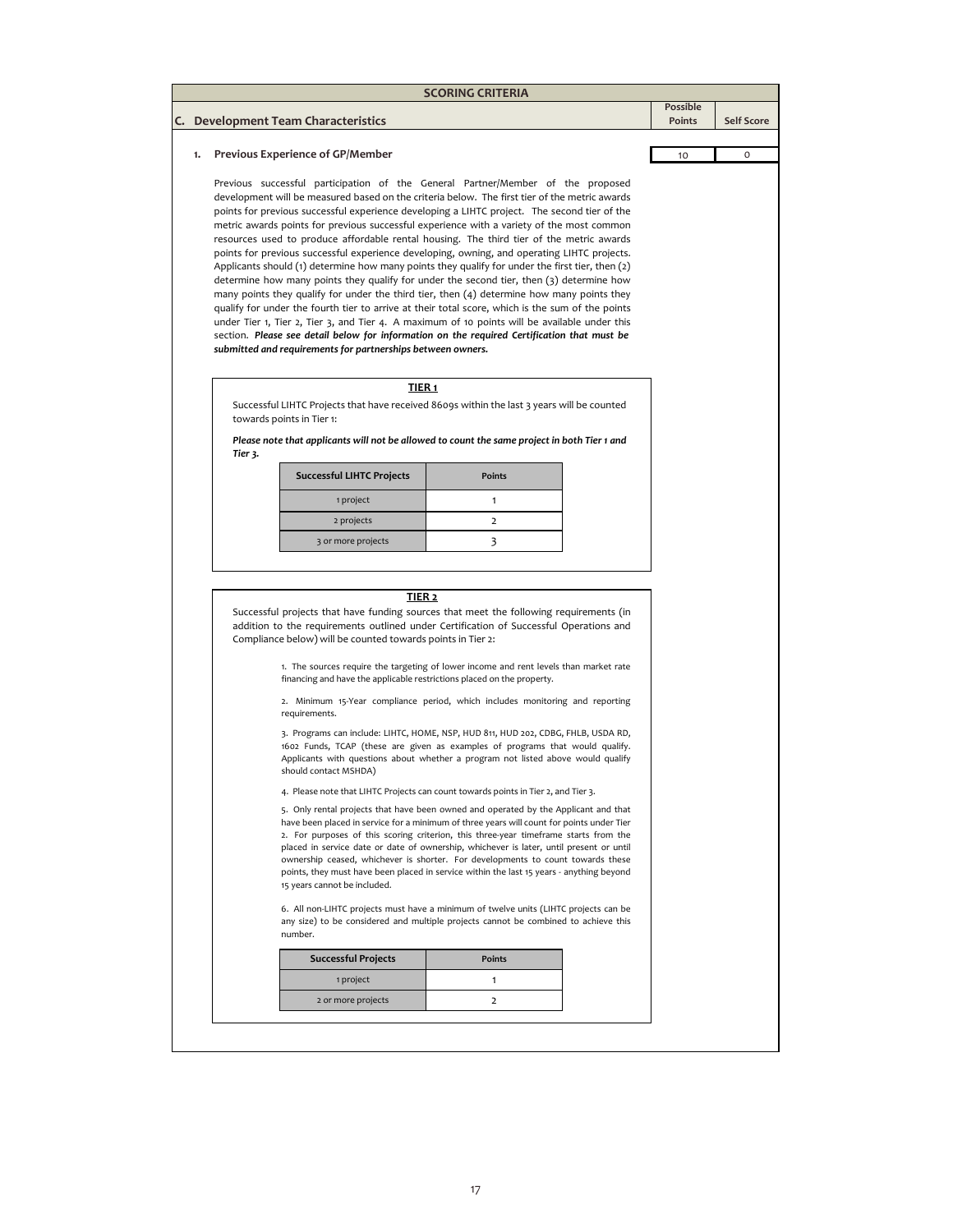## SCORING CRITERIA

| C. Development Team Characteristics | Possible Points | Self Score |
|---|---|---|
| 1. Previous Experience of GP/Member | 10 | 0 |

Previous successful participation of the General Partner/Member of the proposed development will be measured based on the criteria below. The first tier of the metric awards points for previous successful experience developing a LIHTC project. The second tier of the metric awards points for previous successful experience with a variety of the most common resources used to produce affordable rental housing. The third tier of the metric awards points for previous successful experience developing, owning, and operating LIHTC projects. Applicants should (1) determine how many points they qualify for under the first tier, then (2) determine how many points they qualify for under the second tier, then (3) determine how many points they qualify for under the third tier, then (4) determine how many points they qualify for under the fourth tier to arrive at their total score, which is the sum of the points under Tier 1, Tier 2, Tier 3, and Tier 4. A maximum of 10 points will be available under this section. ***Please see detail below for information on the required Certification that must be submitted and requirements for partnerships between owners.***

### TIER 1

Successful LIHTC Projects that have received 8609s within the last 3 years will be counted towards points in Tier 1:

***Please note that applicants will not be allowed to count the same project in both Tier 1 and Tier 3.***

| Successful LIHTC Projects | Points |
|---|---|
| 1 project | 1 |
| 2 projects | 2 |
| 3 or more projects | 3 |

### TIER 2

Successful projects that have funding sources that meet the following requirements (in addition to the requirements outlined under Certification of Successful Operations and Compliance below) will be counted towards points in Tier 2:

1. The sources require the targeting of lower income and rent levels than market rate financing and have the applicable restrictions placed on the property.

2. Minimum 15-Year compliance period, which includes monitoring and reporting requirements.

3. Programs can include: LIHTC, HOME, NSP, HUD 811, HUD 202, CDBG, FHLB, USDA RD, 1602 Funds, TCAP (these are given as examples of programs that would qualify. Applicants with questions about whether a program not listed above would qualify should contact MSHDA)

4. Please note that LIHTC Projects can count towards points in Tier 2, and Tier 3.

5. Only rental projects that have been owned and operated by the Applicant and that have been placed in service for a minimum of three years will count for points under Tier 2. For purposes of this scoring criterion, this three-year timeframe starts from the placed in service date or date of ownership, whichever is later, until present or until ownership ceased, whichever is shorter. For developments to count towards these points, they must have been placed in service within the last 15 years - anything beyond 15 years cannot be included.

6. All non-LIHTC projects must have a minimum of twelve units (LIHTC projects can be any size) to be considered and multiple projects cannot be combined to achieve this number.

| Successful Projects | Points |
|---|---|
| 1 project | 1 |
| 2 or more projects | 2 |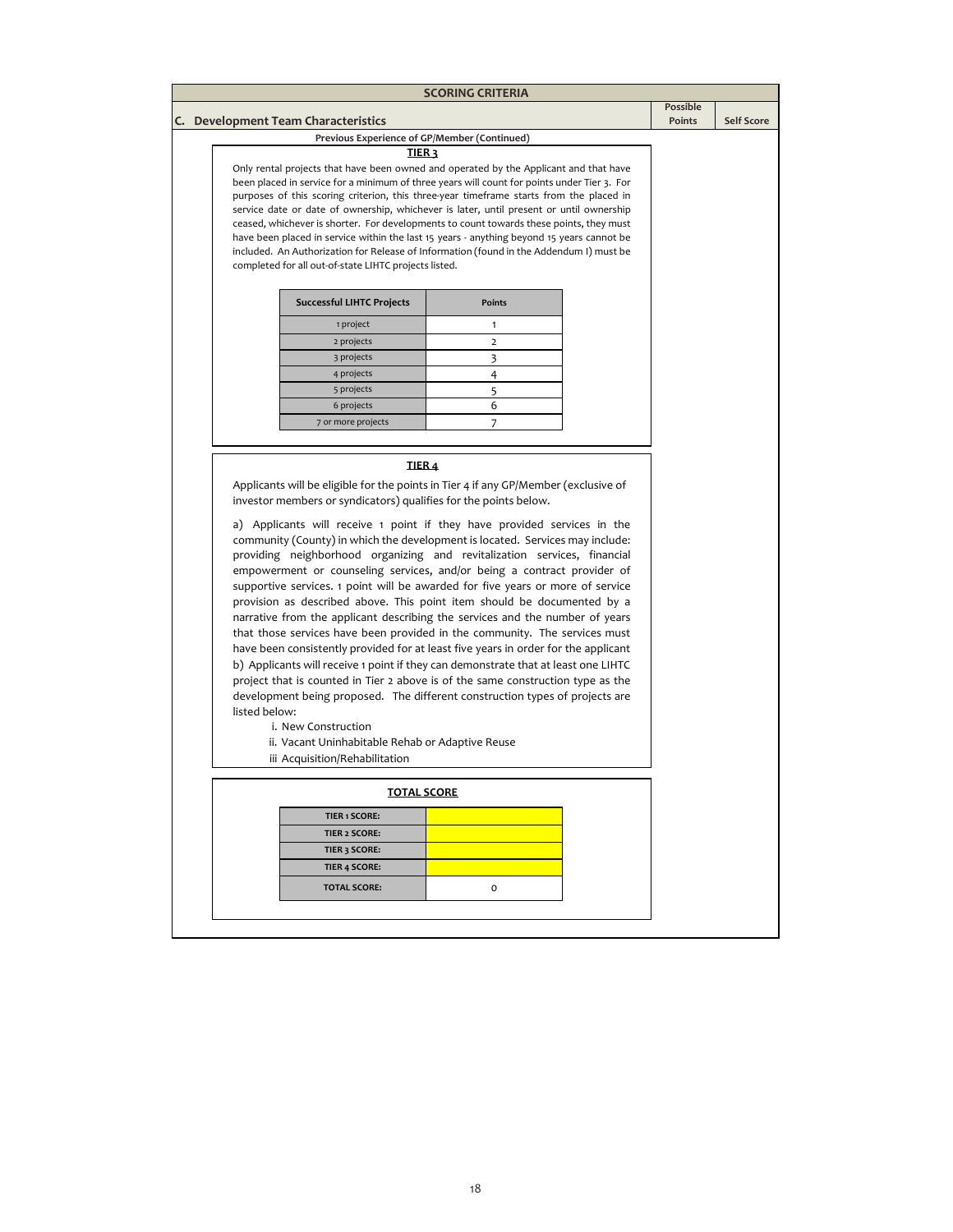# SCORING CRITERIA

## C. Development Team Characteristics

| Possible Points | Self Score |
|---|---|

**Previous Experience of GP/Member (Continued)**

### TIER 3

Only rental projects that have been owned and operated by the Applicant and that have been placed in service for a minimum of three years will count for points under Tier 3. For purposes of this scoring criterion, this three-year timeframe starts from the placed in service date or date of ownership, whichever is later, until present or until ownership ceased, whichever is shorter. For developments to count towards these points, they must have been placed in service within the last 15 years - anything beyond 15 years cannot be included. An Authorization for Release of Information (found in the Addendum I) must be completed for all out-of-state LIHTC projects listed.

| Successful LIHTC Projects | Points |
|---|---|
| 1 project | 1 |
| 2 projects | 2 |
| 3 projects | 3 |
| 4 projects | 4 |
| 5 projects | 5 |
| 6 projects | 6 |
| 7 or more projects | 7 |

### TIER 4

Applicants will be eligible for the points in Tier 4 if any GP/Member (exclusive of investor members or syndicators) qualifies for the points below.

a) Applicants will receive 1 point if they have provided services in the community (County) in which the development is located. Services may include: providing neighborhood organizing and revitalization services, financial empowerment or counseling services, and/or being a contract provider of supportive services. 1 point will be awarded for five years or more of service provision as described above. This point item should be documented by a narrative from the applicant describing the services and the number of years that those services have been provided in the community. The services must have been consistently provided for at least five years in order for the applicant

b) Applicants will receive 1 point if they can demonstrate that at least one LIHTC project that is counted in Tier 2 above is of the same construction type as the development being proposed. The different construction types of projects are listed below:

i. New Construction
ii. Vacant Uninhabitable Rehab or Adaptive Reuse
iii Acquisition/Rehabilitation

### TOTAL SCORE

| | |
|---|---|
| TIER 1 SCORE: | |
| TIER 2 SCORE: | |
| TIER 3 SCORE: | |
| TIER 4 SCORE: | |
| TOTAL SCORE: | 0 |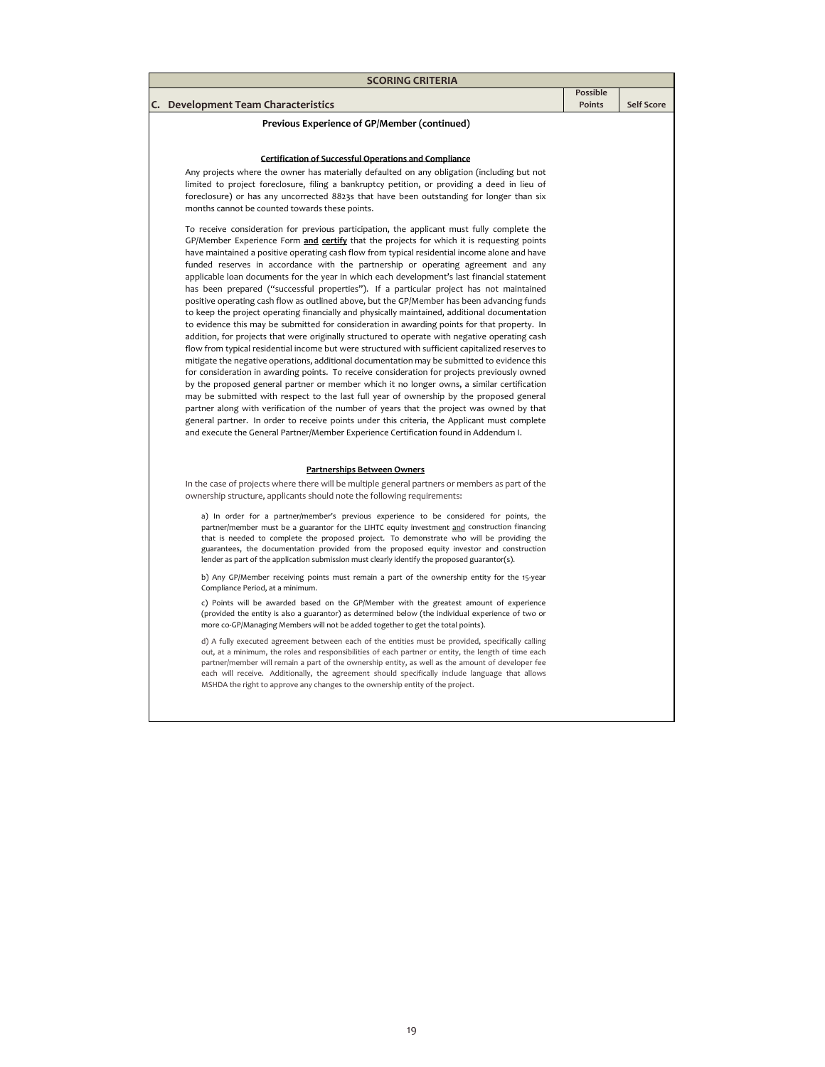| SCORING CRITERIA | | |
|---|---|---|
| **C. Development Team Characteristics** | **Possible Points** | **Self Score** |

**Previous Experience of GP/Member (continued)**

**Certification of Successful Operations and Compliance**

Any projects where the owner has materially defaulted on any obligation (including but not limited to project foreclosure, filing a bankruptcy petition, or providing a deed in lieu of foreclosure) or has any uncorrected 8823s that have been outstanding for longer than six months cannot be counted towards these points.

To receive consideration for previous participation, the applicant must fully complete the GP/Member Experience Form **and certify** that the projects for which it is requesting points have maintained a positive operating cash flow from typical residential income alone and have funded reserves in accordance with the partnership or operating agreement and any applicable loan documents for the year in which each development's last financial statement has been prepared ("successful properties"). If a particular project has not maintained positive operating cash flow as outlined above, but the GP/Member has been advancing funds to keep the project operating financially and physically maintained, additional documentation to evidence this may be submitted for consideration in awarding points for that property. In addition, for projects that were originally structured to operate with negative operating cash flow from typical residential income but were structured with sufficient capitalized reserves to mitigate the negative operations, additional documentation may be submitted to evidence this for consideration in awarding points. To receive consideration for projects previously owned by the proposed general partner or member which it no longer owns, a similar certification may be submitted with respect to the last full year of ownership by the proposed general partner along with verification of the number of years that the project was owned by that general partner. In order to receive points under this criteria, the Applicant must complete and execute the General Partner/Member Experience Certification found in Addendum I.

**Partnerships Between Owners**

In the case of projects where there will be multiple general partners or members as part of the ownership structure, applicants should note the following requirements:

a) In order for a partner/member's previous experience to be considered for points, the partner/member must be a guarantor for the LIHTC equity investment and construction financing that is needed to complete the proposed project. To demonstrate who will be providing the guarantees, the documentation provided from the proposed equity investor and construction lender as part of the application submission must clearly identify the proposed guarantor(s).

b) Any GP/Member receiving points must remain a part of the ownership entity for the 15-year Compliance Period, at a minimum.

c) Points will be awarded based on the GP/Member with the greatest amount of experience (provided the entity is also a guarantor) as determined below (the individual experience of two or more co-GP/Managing Members will not be added together to get the total points).

d) A fully executed agreement between each of the entities must be provided, specifically calling out, at a minimum, the roles and responsibilities of each partner or entity, the length of time each partner/member will remain a part of the ownership entity, as well as the amount of developer fee each will receive. Additionally, the agreement should specifically include language that allows MSHDA the right to approve any changes to the ownership entity of the project.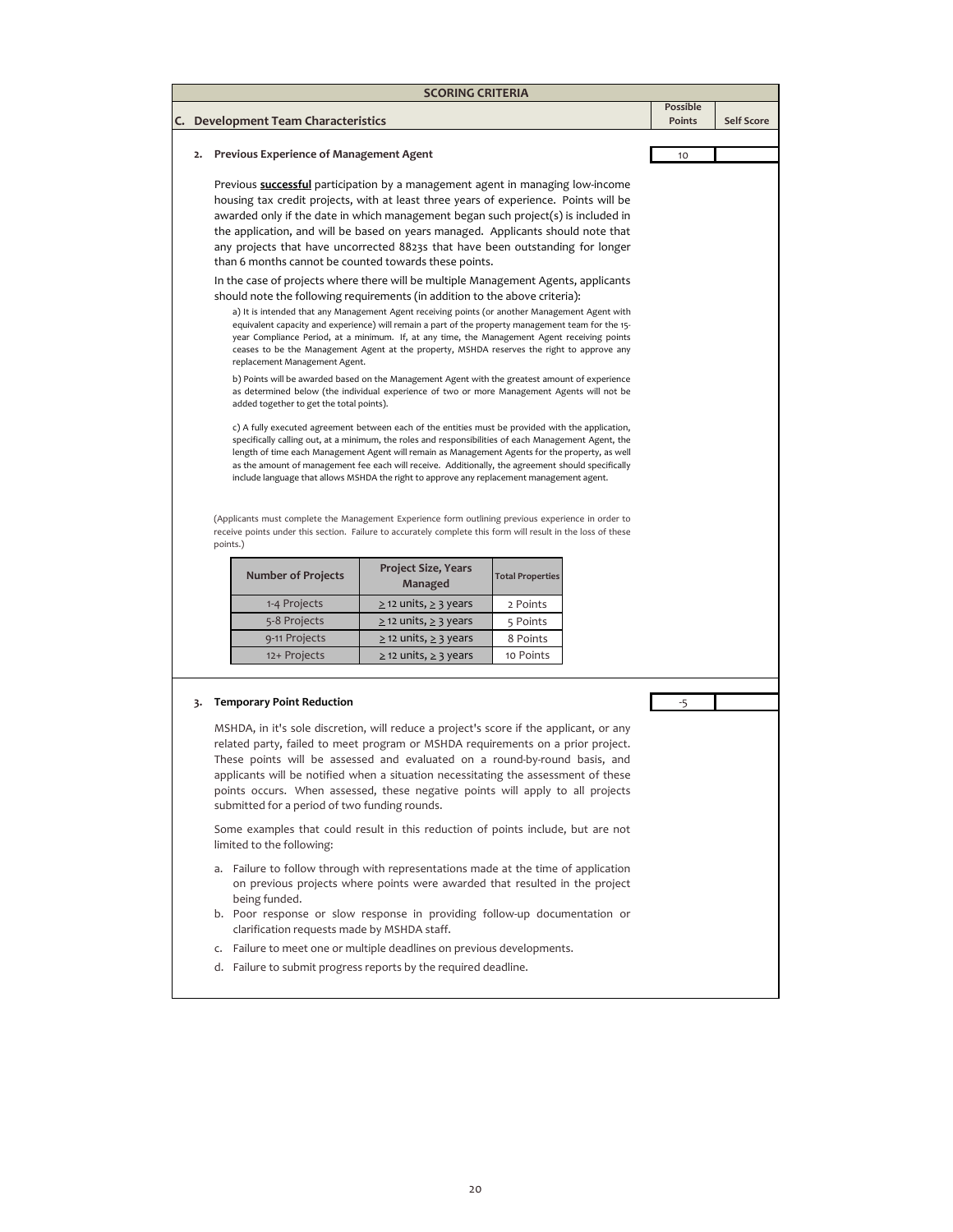## SCORING CRITERIA

### C. Development Team Characteristics

| | Possible Points | Self Score |
|---|---|---|
| **2. Previous Experience of Management Agent** | 10 | |

Previous **successful** participation by a management agent in managing low-income housing tax credit projects, with at least three years of experience. Points will be awarded only if the date in which management began such project(s) is included in the application, and will be based on years managed. Applicants should note that any projects that have uncorrected 8823s that have been outstanding for longer than 6 months cannot be counted towards these points.

In the case of projects where there will be multiple Management Agents, applicants should note the following requirements (in addition to the above criteria):

a) It is intended that any Management Agent receiving points (or another Management Agent with equivalent capacity and experience) will remain a part of the property management team for the 15-year Compliance Period, at a minimum. If, at any time, the Management Agent receiving points ceases to be the Management Agent at the property, MSHDA reserves the right to approve any replacement Management Agent.

b) Points will be awarded based on the Management Agent with the greatest amount of experience as determined below (the individual experience of two or more Management Agents will not be added together to get the total points).

c) A fully executed agreement between each of the entities must be provided with the application, specifically calling out, at a minimum, the roles and responsibilities of each Management Agent, the length of time each Management Agent will remain as Management Agents for the property, as well as the amount of management fee each will receive. Additionally, the agreement should specifically include language that allows MSHDA the right to approve any replacement management agent.

(Applicants must complete the Management Experience form outlining previous experience in order to receive points under this section. Failure to accurately complete this form will result in the loss of these points.)

| Number of Projects | Project Size, Years Managed | Total Properties |
|---|---|---|
| 1-4 Projects | ≥ 12 units, ≥ 3 years | 2 Points |
| 5-8 Projects | ≥ 12 units, ≥ 3 years | 5 Points |
| 9-11 Projects | ≥ 12 units, ≥ 3 years | 8 Points |
| 12+ Projects | ≥ 12 units, ≥ 3 years | 10 Points |

| | Possible Points | Self Score |
|---|---|---|
| **3. Temporary Point Reduction** | -5 | |

MSHDA, in it's sole discretion, will reduce a project's score if the applicant, or any related party, failed to meet program or MSHDA requirements on a prior project. These points will be assessed and evaluated on a round-by-round basis, and applicants will be notified when a situation necessitating the assessment of these points occurs. When assessed, these negative points will apply to all projects submitted for a period of two funding rounds.

Some examples that could result in this reduction of points include, but are not limited to the following:

a. Failure to follow through with representations made at the time of application on previous projects where points were awarded that resulted in the project being funded.
b. Poor response or slow response in providing follow-up documentation or clarification requests made by MSHDA staff.
c. Failure to meet one or multiple deadlines on previous developments.
d. Failure to submit progress reports by the required deadline.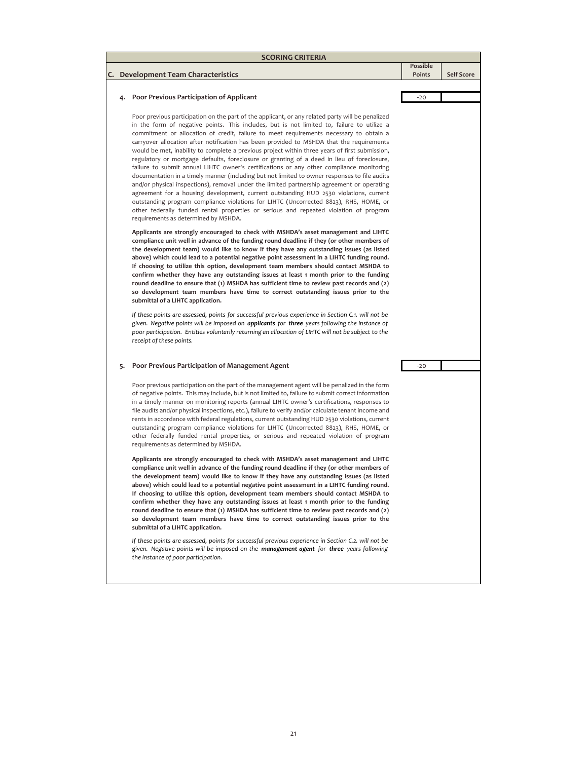## SCORING CRITERIA

| C. Development Team Characteristics | Possible Points | Self Score |
|---|---|---|
| **4. Poor Previous Participation of Applicant** | -20 | |

Poor previous participation on the part of the applicant, or any related party will be penalized in the form of negative points. This includes, but is not limited to, failure to utilize a commitment or allocation of credit, failure to meet requirements necessary to obtain a carryover allocation after notification has been provided to MSHDA that the requirements would be met, inability to complete a previous project within three years of first submission, regulatory or mortgage defaults, foreclosure or granting of a deed in lieu of foreclosure, failure to submit annual LIHTC owner's certifications or any other compliance monitoring documentation in a timely manner (including but not limited to owner responses to file audits and/or physical inspections), removal under the limited partnership agreement or operating agreement for a housing development, current outstanding HUD 2530 violations, current outstanding program compliance violations for LIHTC (Uncorrected 8823), RHS, HOME, or other federally funded rental properties or serious and repeated violation of program requirements as determined by MSHDA.

**Applicants are strongly encouraged to check with MSHDA's asset management and LIHTC compliance unit well in advance of the funding round deadline if they (or other members of the development team) would like to know if they have any outstanding issues (as listed above) which could lead to a potential negative point assessment in a LIHTC funding round. If choosing to utilize this option, development team members should contact MSHDA to confirm whether they have any outstanding issues at least 1 month prior to the funding round deadline to ensure that (1) MSHDA has sufficient time to review past records and (2) so development team members have time to correct outstanding issues prior to the submittal of a LIHTC application.**

*If these points are assessed, points for successful previous experience in Section C.1. will not be given. Negative points will be imposed on **applicants** for **three** years following the instance of poor participation. Entities voluntarily returning an allocation of LIHTC will not be subject to the receipt of these points.*

| | Possible Points | Self Score |
|---|---|---|
| **5. Poor Previous Participation of Management Agent** | -20 | |

Poor previous participation on the part of the management agent will be penalized in the form of negative points. This may include, but is not limited to, failure to submit correct information in a timely manner on monitoring reports (annual LIHTC owner's certifications, responses to file audits and/or physical inspections, etc.), failure to verify and/or calculate tenant income and rents in accordance with federal regulations, current outstanding HUD 2530 violations, current outstanding program compliance violations for LIHTC (Uncorrected 8823), RHS, HOME, or other federally funded rental properties, or serious and repeated violation of program requirements as determined by MSHDA.

**Applicants are strongly encouraged to check with MSHDA's asset management and LIHTC compliance unit well in advance of the funding round deadline if they (or other members of the development team) would like to know if they have any outstanding issues (as listed above) which could lead to a potential negative point assessment in a LIHTC funding round. If choosing to utilize this option, development team members should contact MSHDA to confirm whether they have any outstanding issues at least 1 month prior to the funding round deadline to ensure that (1) MSHDA has sufficient time to review past records and (2) so development team members have time to correct outstanding issues prior to the submittal of a LIHTC application.**

*If these points are assessed, points for successful previous experience in Section C.2. will not be given. Negative points will be imposed on the **management agent** for **three** years following the instance of poor participation.*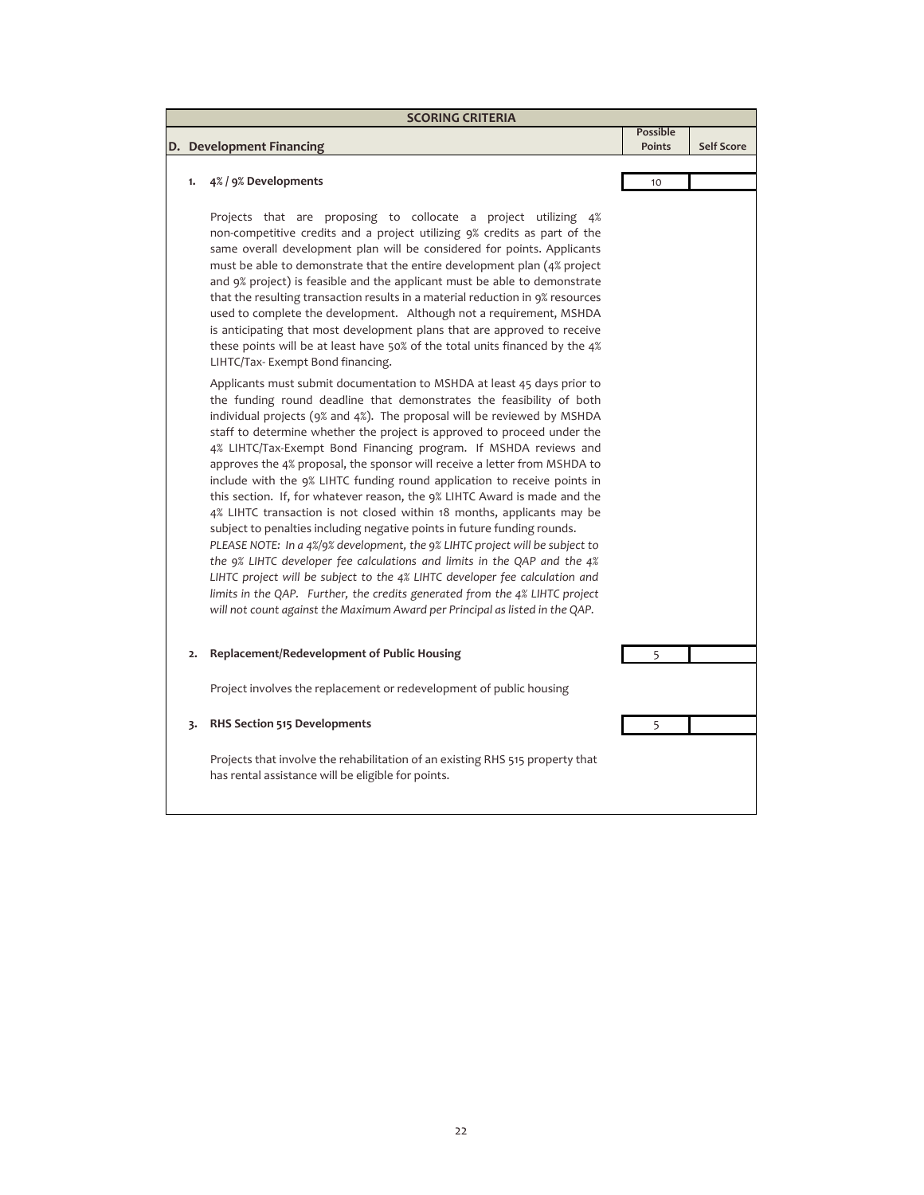## SCORING CRITERIA

| D. Development Financing | Possible Points | Self Score |
|---|---|---|
| **1. 4% / 9% Developments** | 10 | |

Projects that are proposing to collocate a project utilizing 4% non-competitive credits and a project utilizing 9% credits as part of the same overall development plan will be considered for points. Applicants must be able to demonstrate that the entire development plan (4% project and 9% project) is feasible and the applicant must be able to demonstrate that the resulting transaction results in a material reduction in 9% resources used to complete the development. Although not a requirement, MSHDA is anticipating that most development plans that are approved to receive these points will be at least have 50% of the total units financed by the 4% LIHTC/Tax- Exempt Bond financing.

Applicants must submit documentation to MSHDA at least 45 days prior to the funding round deadline that demonstrates the feasibility of both individual projects (9% and 4%). The proposal will be reviewed by MSHDA staff to determine whether the project is approved to proceed under the 4% LIHTC/Tax-Exempt Bond Financing program. If MSHDA reviews and approves the 4% proposal, the sponsor will receive a letter from MSHDA to include with the 9% LIHTC funding round application to receive points in this section. If, for whatever reason, the 9% LIHTC Award is made and the 4% LIHTC transaction is not closed within 18 months, applicants may be subject to penalties including negative points in future funding rounds.

*PLEASE NOTE: In a 4%/9% development, the 9% LIHTC project will be subject to the 9% LIHTC developer fee calculations and limits in the QAP and the 4% LIHTC project will be subject to the 4% LIHTC developer fee calculation and limits in the QAP. Further, the credits generated from the 4% LIHTC project will not count against the Maximum Award per Principal as listed in the QAP.*

| | Possible Points | Self Score |
|---|---|---|
| **2. Replacement/Redevelopment of Public Housing** | 5 | |

Project involves the replacement or redevelopment of public housing

| | Possible Points | Self Score |
|---|---|---|
| **3. RHS Section 515 Developments** | 5 | |

Projects that involve the rehabilitation of an existing RHS 515 property that has rental assistance will be eligible for points.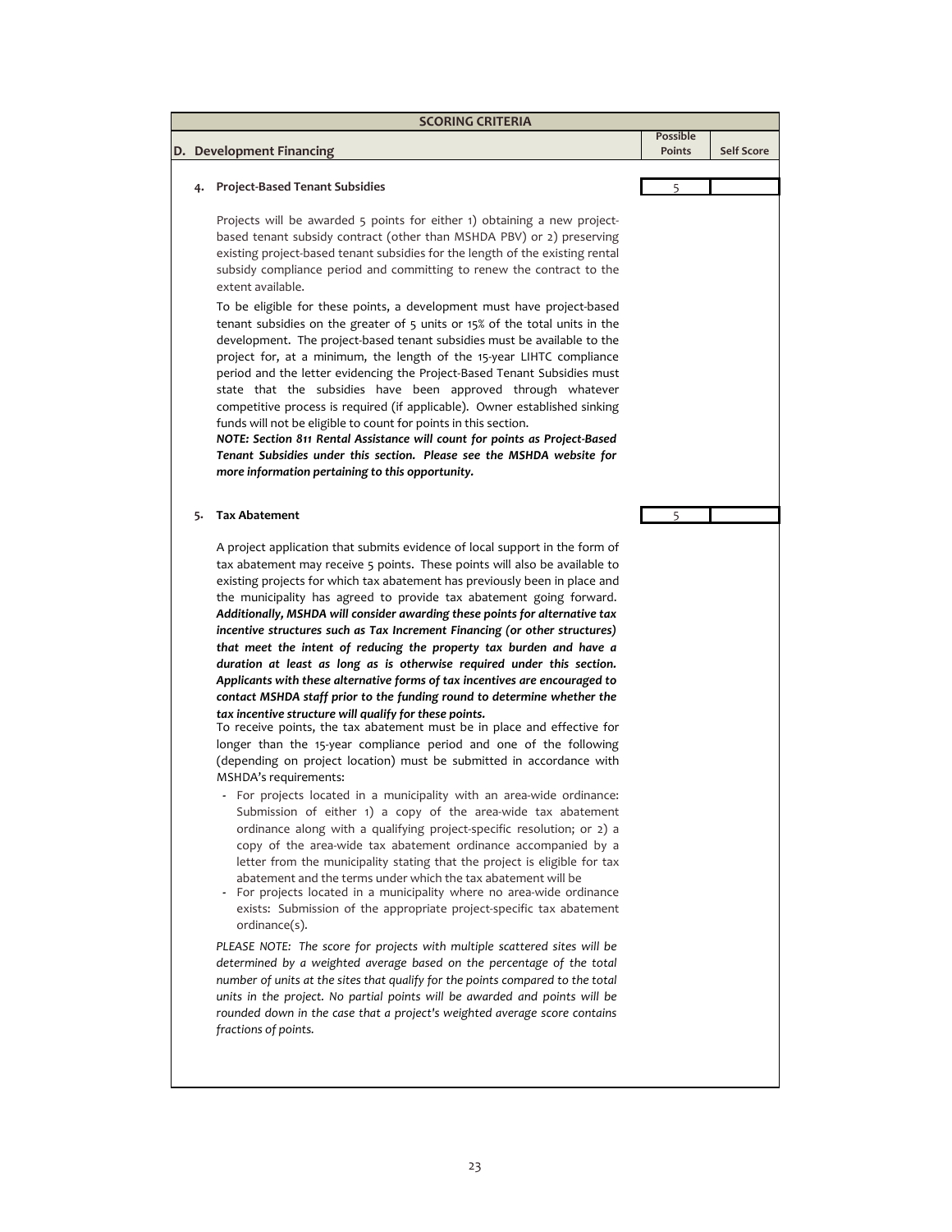| SCORING CRITERIA | | |
|---|---|---|
| **D. Development Financing** | **Possible Points** | **Self Score** |

**4. Project-Based Tenant Subsidies**

| | Possible Points | Self Score |
|---|---|---|
| 4. Project-Based Tenant Subsidies | 5 | |

Projects will be awarded 5 points for either 1) obtaining a new project-based tenant subsidy contract (other than MSHDA PBV) or 2) preserving existing project-based tenant subsidies for the length of the existing rental subsidy compliance period and committing to renew the contract to the extent available.

To be eligible for these points, a development must have project-based tenant subsidies on the greater of 5 units or 15% of the total units in the development. The project-based tenant subsidies must be available to the project for, at a minimum, the length of the 15-year LIHTC compliance period and the letter evidencing the Project-Based Tenant Subsidies must state that the subsidies have been approved through whatever competitive process is required (if applicable). Owner established sinking funds will not be eligible to count for points in this section.

***NOTE: Section 811 Rental Assistance will count for points as Project-Based Tenant Subsidies under this section. Please see the MSHDA website for more information pertaining to this opportunity.***

**5. Tax Abatement**

| | Possible Points | Self Score |
|---|---|---|
| 5. Tax Abatement | 5 | |

A project application that submits evidence of local support in the form of tax abatement may receive 5 points. These points will also be available to existing projects for which tax abatement has previously been in place and the municipality has agreed to provide tax abatement going forward. ***Additionally, MSHDA will consider awarding these points for alternative tax incentive structures such as Tax Increment Financing (or other structures) that meet the intent of reducing the property tax burden and have a duration at least as long as is otherwise required under this section. Applicants with these alternative forms of tax incentives are encouraged to contact MSHDA staff prior to the funding round to determine whether the tax incentive structure will qualify for these points.***

To receive points, the tax abatement must be in place and effective for longer than the 15-year compliance period and one of the following (depending on project location) must be submitted in accordance with MSHDA's requirements:

- For projects located in a municipality with an area-wide ordinance: Submission of either 1) a copy of the area-wide tax abatement ordinance along with a qualifying project-specific resolution; or 2) a copy of the area-wide tax abatement ordinance accompanied by a letter from the municipality stating that the project is eligible for tax abatement and the terms under which the tax abatement will be
- For projects located in a municipality where no area-wide ordinance exists: Submission of the appropriate project-specific tax abatement ordinance(s).

*PLEASE NOTE: The score for projects with multiple scattered sites will be determined by a weighted average based on the percentage of the total number of units at the sites that qualify for the points compared to the total units in the project. No partial points will be awarded and points will be rounded down in the case that a project's weighted average score contains fractions of points.*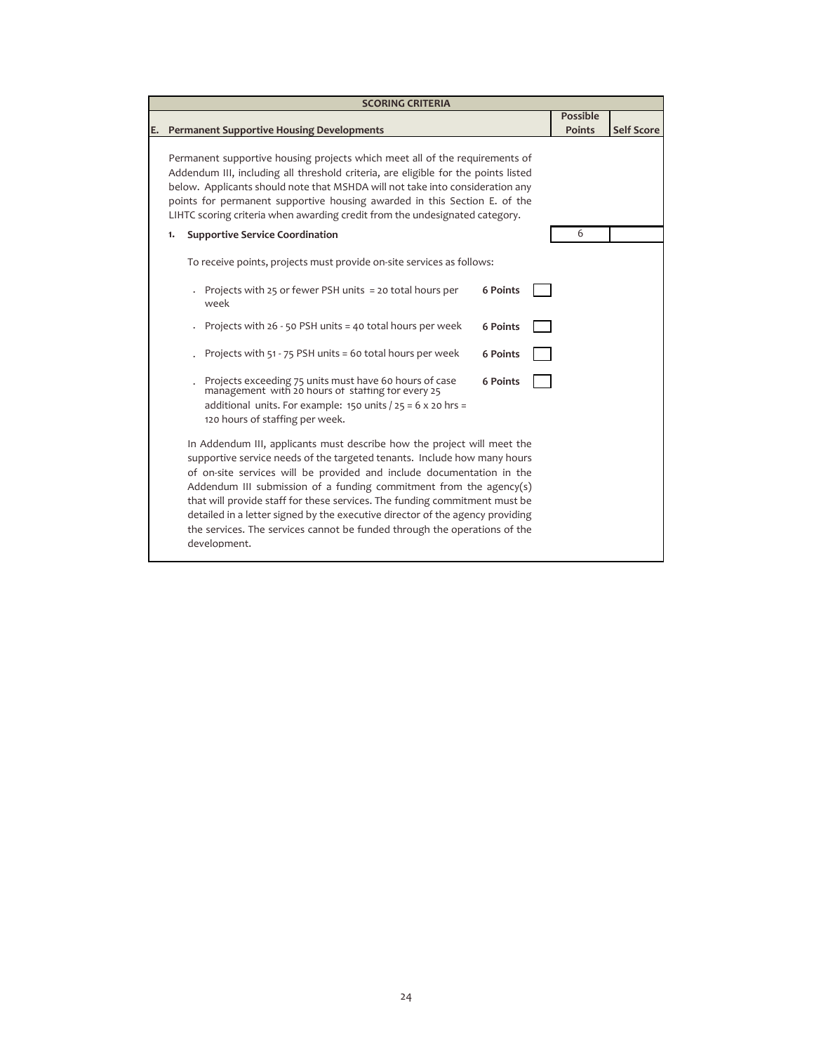| SCORING CRITERIA | | |
|---|---|---|
| **E. Permanent Supportive Housing Developments** | **Possible Points** | **Self Score** |

Permanent supportive housing projects which meet all of the requirements of Addendum III, including all threshold criteria, are eligible for the points listed below. Applicants should note that MSHDA will not take into consideration any points for permanent supportive housing awarded in this Section E. of the LIHTC scoring criteria when awarding credit from the undesignated category.

| | Possible Points | Self Score |
|---|---|---|
| **1. Supportive Service Coordination** | 6 | |

To receive points, projects must provide on-site services as follows:

- Projects with 25 or fewer PSH units = 20 total hours per week — **6 Points** ☐
- Projects with 26 - 50 PSH units = 40 total hours per week — **6 Points** ☐
- Projects with 51 - 75 PSH units = 60 total hours per week — **6 Points** ☐
- Projects exceeding 75 units must have 60 hours of case management with 20 hours of staffing for every 25 additional units. For example: 150 units / 25 = 6 x 20 hrs = 120 hours of staffing per week. — **6 Points** ☐

In Addendum III, applicants must describe how the project will meet the supportive service needs of the targeted tenants. Include how many hours of on-site services will be provided and include documentation in the Addendum III submission of a funding commitment from the agency(s) that will provide staff for these services. The funding commitment must be detailed in a letter signed by the executive director of the agency providing the services. The services cannot be funded through the operations of the development.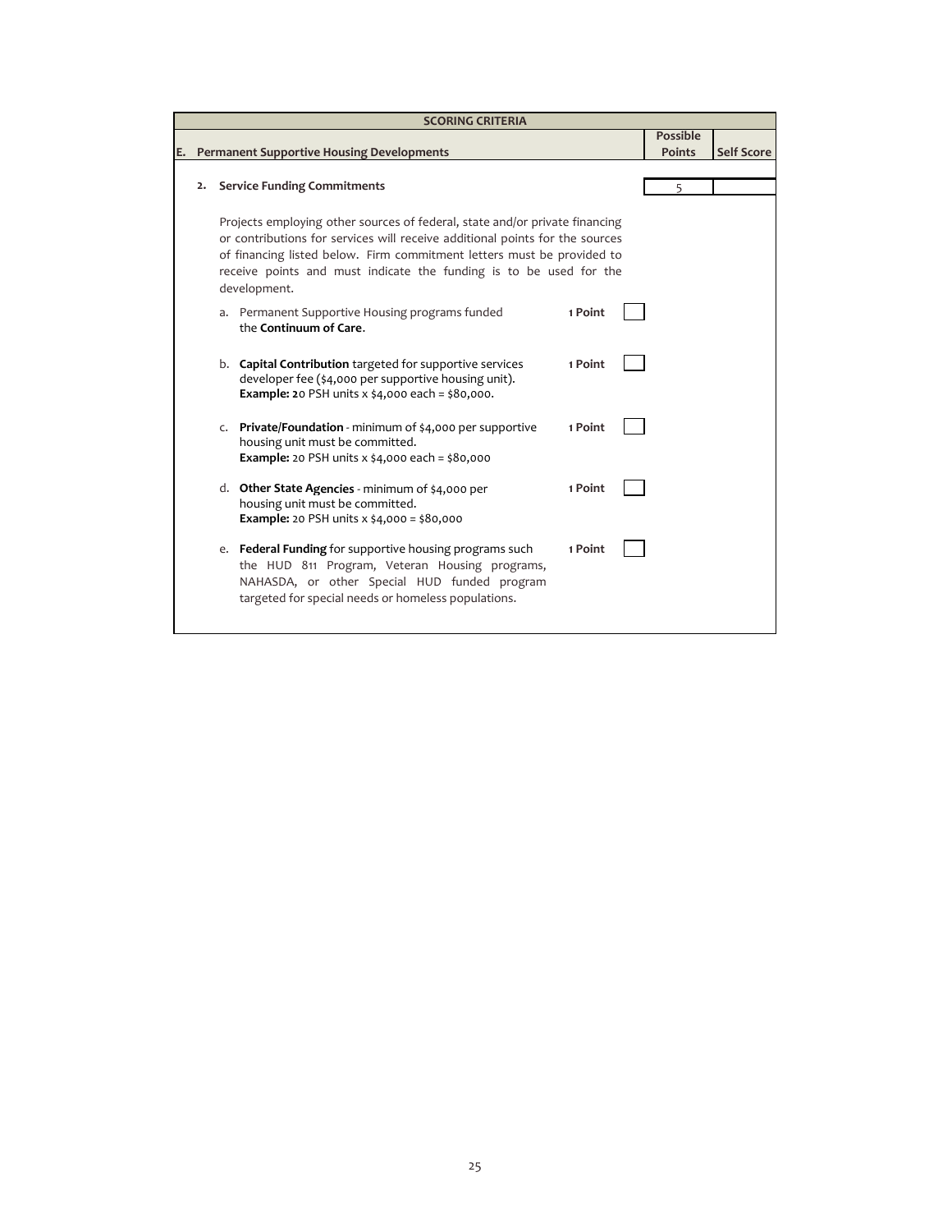| SCORING CRITERIA | | |
|---|---|---|
| **E. Permanent Supportive Housing Developments** | **Possible Points** | **Self Score** |
| **2. Service Funding Commitments** | 5 | |

Projects employing other sources of federal, state and/or private financing or contributions for services will receive additional points for the sources of financing listed below. Firm commitment letters must be provided to receive points and must indicate the funding is to be used for the development.

a. Permanent Supportive Housing programs funded the **Continuum of Care**. — **1 Point** ☐

b. **Capital Contribution** targeted for supportive services developer fee ($4,000 per supportive housing unit).
**Example: 2**0 PSH units x $4,000 each = $80,000. — **1 Point** ☐

c. **Private/Foundation** - minimum of $4,000 per supportive housing unit must be committed.
**Example:** 20 PSH units x $4,000 each = $80,000 — **1 Point** ☐

d. **Other State Agencies** - minimum of $4,000 per housing unit must be committed.
**Example:** 20 PSH units x $4,000 = $80,000 — **1 Point** ☐

e. **Federal Funding** for supportive housing programs such the HUD 811 Program, Veteran Housing programs, NAHASDA, or other Special HUD funded program targeted for special needs or homeless populations. — **1 Point** ☐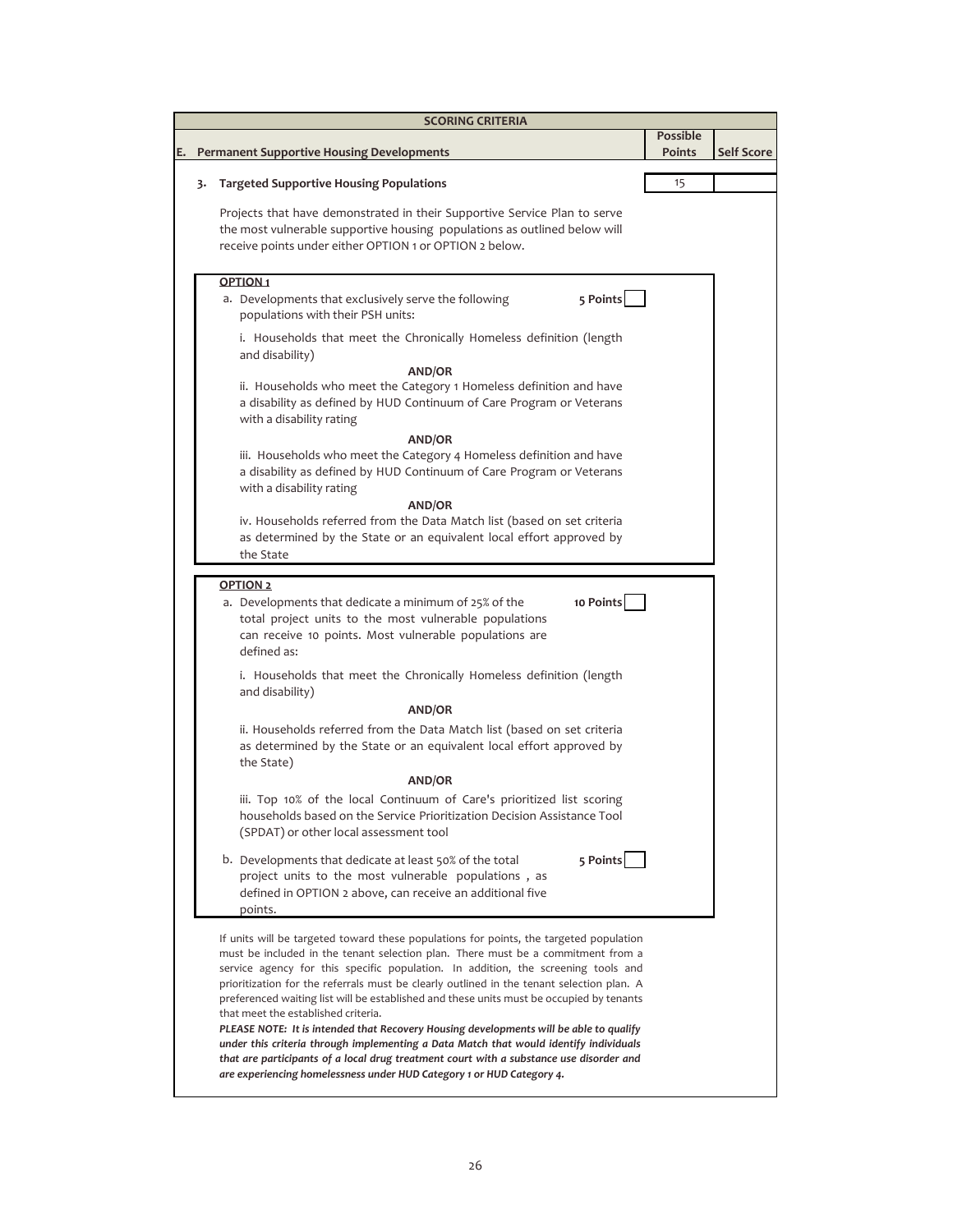| SCORING CRITERIA | | |
|---|---|---|
| **E. Permanent Supportive Housing Developments** | **Possible Points** | **Self Score** |
| **3. Targeted Supportive Housing Populations** | 15 | |

Projects that have demonstrated in their Supportive Service Plan to serve the most vulnerable supportive housing populations as outlined below will receive points under either OPTION 1 or OPTION 2 below.

**OPTION 1**

a. Developments that exclusively serve the following populations with their PSH units: **5 Points** ☐

i. Households that meet the Chronically Homeless definition (length and disability)

**AND/OR**

ii. Households who meet the Category 1 Homeless definition and have a disability as defined by HUD Continuum of Care Program or Veterans with a disability rating

**AND/OR**

iii. Households who meet the Category 4 Homeless definition and have a disability as defined by HUD Continuum of Care Program or Veterans with a disability rating

**AND/OR**

iv. Households referred from the Data Match list (based on set criteria as determined by the State or an equivalent local effort approved by the State

**OPTION 2**

a. Developments that dedicate a minimum of 25% of the total project units to the most vulnerable populations can receive 10 points. Most vulnerable populations are defined as: **10 Points** ☐

i. Households that meet the Chronically Homeless definition (length and disability)

**AND/OR**

ii. Households referred from the Data Match list (based on set criteria as determined by the State or an equivalent local effort approved by the State)

**AND/OR**

iii. Top 10% of the local Continuum of Care's prioritized list scoring households based on the Service Prioritization Decision Assistance Tool (SPDAT) or other local assessment tool

b. Developments that dedicate at least 50% of the total project units to the most vulnerable populations , as defined in OPTION 2 above, can receive an additional five points. **5 Points** ☐

If units will be targeted toward these populations for points, the targeted population must be included in the tenant selection plan. There must be a commitment from a service agency for this specific population. In addition, the screening tools and prioritization for the referrals must be clearly outlined in the tenant selection plan. A preferenced waiting list will be established and these units must be occupied by tenants that meet the established criteria.

***PLEASE NOTE: It is intended that Recovery Housing developments will be able to qualify under this criteria through implementing a Data Match that would identify individuals that are participants of a local drug treatment court with a substance use disorder and are experiencing homelessness under HUD Category 1 or HUD Category 4.***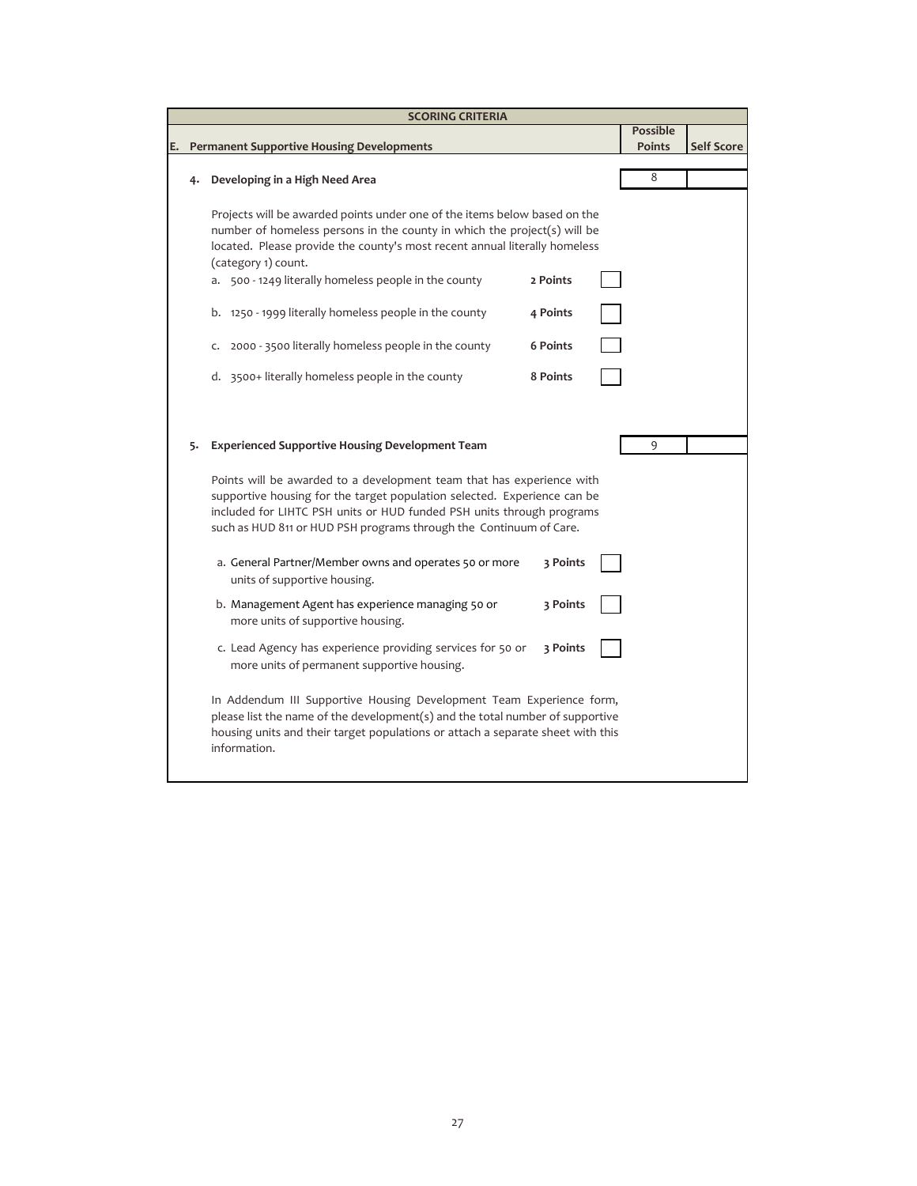| SCORING CRITERIA | | |
|---|---|---|
| **E. Permanent Supportive Housing Developments** | **Possible Points** | **Self Score** |

**4. Developing in a High Need Area** — Possible Points: 8 | Self Score:

Projects will be awarded points under one of the items below based on the number of homeless persons in the county in which the project(s) will be located. Please provide the county's most recent annual literally homeless (category 1) count.

| | | |
|---|---|---|
| a. 500 - 1249 literally homeless people in the county | **2 Points** | ☐ |
| b. 1250 - 1999 literally homeless people in the county | **4 Points** | ☐ |
| c. 2000 - 3500 literally homeless people in the county | **6 Points** | ☐ |
| d. 3500+ literally homeless people in the county | **8 Points** | ☐ |

**5. Experienced Supportive Housing Development Team** — Possible Points: 9 | Self Score:

Points will be awarded to a development team that has experience with supportive housing for the target population selected. Experience can be included for LIHTC PSH units or HUD funded PSH units through programs such as HUD 811 or HUD PSH programs through the Continuum of Care.

| | | |
|---|---|---|
| a. General Partner/Member owns and operates 50 or more units of supportive housing. | **3 Points** | ☐ |
| b. Management Agent has experience managing 50 or more units of supportive housing. | **3 Points** | ☐ |
| c. Lead Agency has experience providing services for 50 or more units of permanent supportive housing. | **3 Points** | ☐ |

In Addendum III Supportive Housing Development Team Experience form, please list the name of the development(s) and the total number of supportive housing units and their target populations or attach a separate sheet with this information.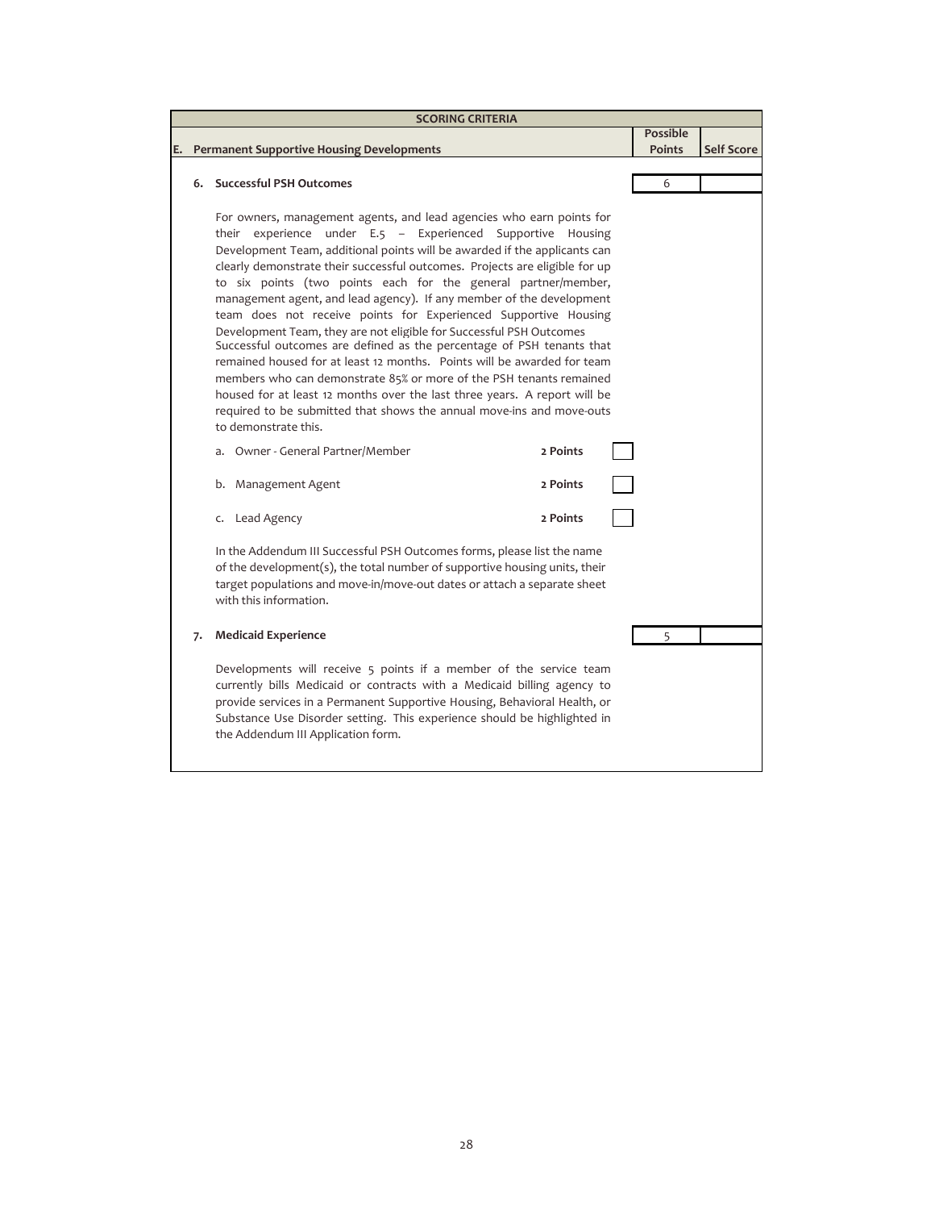| SCORING CRITERIA | | |
|---|---|---|
| **E. Permanent Supportive Housing Developments** | **Possible Points** | **Self Score** |
| **6. Successful PSH Outcomes** | 6 | |

For owners, management agents, and lead agencies who earn points for their experience under E.5 – Experienced Supportive Housing Development Team, additional points will be awarded if the applicants can clearly demonstrate their successful outcomes. Projects are eligible for up to six points (two points each for the general partner/member, management agent, and lead agency). If any member of the development team does not receive points for Experienced Supportive Housing Development Team, they are not eligible for Successful PSH Outcomes
Successful outcomes are defined as the percentage of PSH tenants that remained housed for at least 12 months. Points will be awarded for team members who can demonstrate 85% or more of the PSH tenants remained housed for at least 12 months over the last three years. A report will be required to be submitted that shows the annual move-ins and move-outs to demonstrate this.

a. Owner - General Partner/Member **2 Points** ☐

b. Management Agent **2 Points** ☐

c. Lead Agency **2 Points** ☐

In the Addendum III Successful PSH Outcomes forms, please list the name of the development(s), the total number of supportive housing units, their target populations and move-in/move-out dates or attach a separate sheet with this information.

| | **Possible Points** | **Self Score** |
|---|---|---|
| **7. Medicaid Experience** | 5 | |

Developments will receive 5 points if a member of the service team currently bills Medicaid or contracts with a Medicaid billing agency to provide services in a Permanent Supportive Housing, Behavioral Health, or Substance Use Disorder setting. This experience should be highlighted in the Addendum III Application form.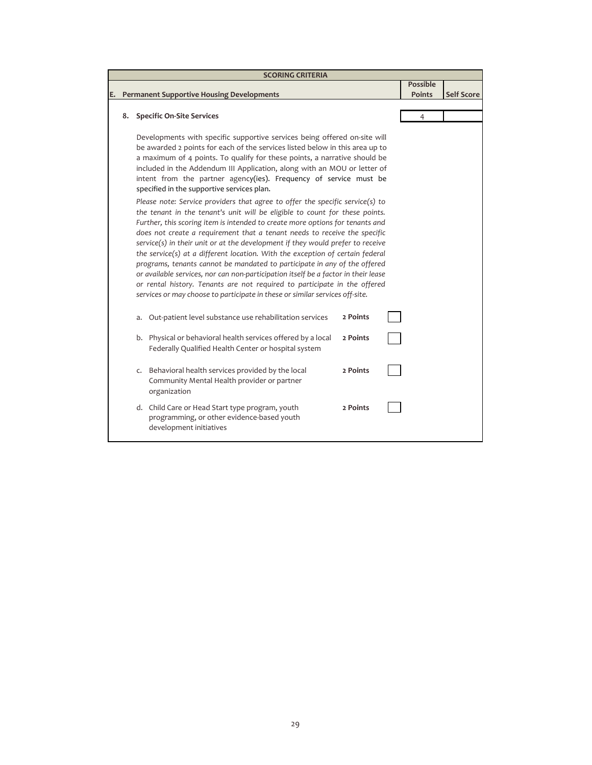| SCORING CRITERIA | | |
|---|---|---|
| **E. Permanent Supportive Housing Developments** | **Possible Points** | **Self Score** |
| **8. Specific On-Site Services** | 4 | |

Developments with specific supportive services being offered on-site will be awarded 2 points for each of the services listed below in this area up to a maximum of 4 points. To qualify for these points, a narrative should be included in the Addendum III Application, along with an MOU or letter of intent from the partner agency(ies). Frequency of service must be specified in the supportive services plan.

*Please note: Service providers that agree to offer the specific service(s) to the tenant in the tenant's unit will be eligible to count for these points. Further, this scoring item is intended to create more options for tenants and does not create a requirement that a tenant needs to receive the specific service(s) in their unit or at the development if they would prefer to receive the service(s) at a different location. With the exception of certain federal programs, tenants cannot be mandated to participate in any of the offered or available services, nor can non-participation itself be a factor in their lease or rental history. Tenants are not required to participate in the offered services or may choose to participate in these or similar services off-site.*

| | | |
|---|---|---|
| a. Out-patient level substance use rehabilitation services | **2 Points** | ☐ |
| b. Physical or behavioral health services offered by a local Federally Qualified Health Center or hospital system | **2 Points** | ☐ |
| c. Behavioral health services provided by the local Community Mental Health provider or partner organization | **2 Points** | ☐ |
| d. Child Care or Head Start type program, youth programming, or other evidence-based youth development initiatives | **2 Points** | ☐ |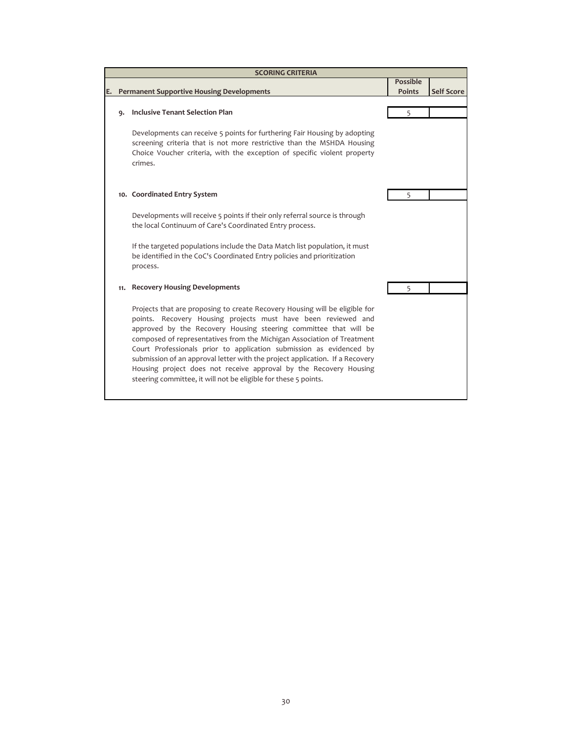| SCORING CRITERIA | | |
|---|---|---|
| **E. Permanent Supportive Housing Developments** | **Possible Points** | **Self Score** |
| **9. Inclusive Tenant Selection Plan** | 5 | |
| Developments can receive 5 points for furthering Fair Housing by adopting screening criteria that is not more restrictive than the MSHDA Housing Choice Voucher criteria, with the exception of specific violent property crimes. | | |
| **10. Coordinated Entry System** | 5 | |
| Developments will receive 5 points if their only referral source is through the local Continuum of Care's Coordinated Entry process.<br><br>If the targeted populations include the Data Match list population, it must be identified in the CoC's Coordinated Entry policies and prioritization process. | | |
| **11. Recovery Housing Developments** | 5 | |
| Projects that are proposing to create Recovery Housing will be eligible for points. Recovery Housing projects must have been reviewed and approved by the Recovery Housing steering committee that will be composed of representatives from the Michigan Association of Treatment Court Professionals prior to application submission as evidenced by submission of an approval letter with the project application. If a Recovery Housing project does not receive approval by the Recovery Housing steering committee, it will not be eligible for these 5 points. | | |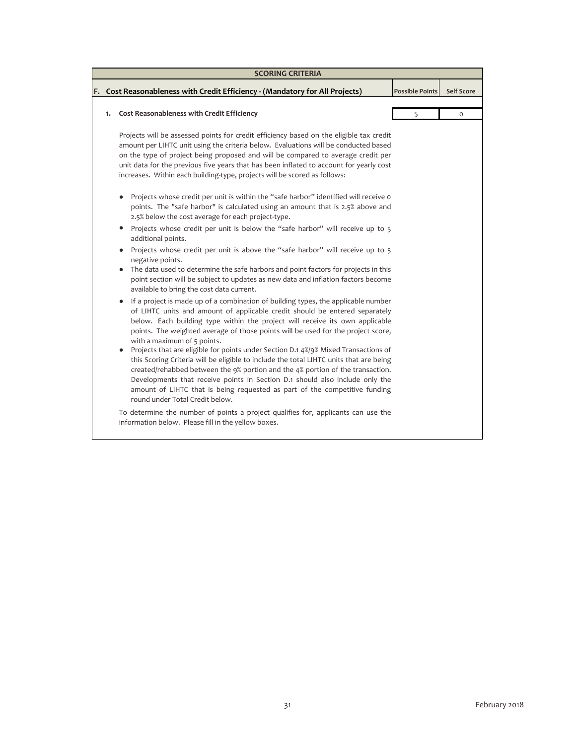| SCORING CRITERIA | | |
|---|---|---|
| **F. Cost Reasonableness with Credit Efficiency - (Mandatory for All Projects)** | **Possible Points** | **Self Score** |
| **1. Cost Reasonableness with Credit Efficiency** | 5 | 0 |

Projects will be assessed points for credit efficiency based on the eligible tax credit amount per LIHTC unit using the criteria below. Evaluations will be conducted based on the type of project being proposed and will be compared to average credit per unit data for the previous five years that has been inflated to account for yearly cost increases. Within each building-type, projects will be scored as follows:

- Projects whose credit per unit is within the "safe harbor" identified will receive 0 points. The "safe harbor" is calculated using an amount that is 2.5% above and 2.5% below the cost average for each project-type.
- Projects whose credit per unit is below the "safe harbor" will receive up to 5 additional points.
- Projects whose credit per unit is above the "safe harbor" will receive up to 5 negative points.
- The data used to determine the safe harbors and point factors for projects in this point section will be subject to updates as new data and inflation factors become available to bring the cost data current.
- If a project is made up of a combination of building types, the applicable number of LIHTC units and amount of applicable credit should be entered separately below. Each building type within the project will receive its own applicable points. The weighted average of those points will be used for the project score, with a maximum of 5 points.
- Projects that are eligible for points under Section D.1 4%/9% Mixed Transactions of this Scoring Criteria will be eligible to include the total LIHTC units that are being created/rehabbed between the 9% portion and the 4% portion of the transaction. Developments that receive points in Section D.1 should also include only the amount of LIHTC that is being requested as part of the competitive funding round under Total Credit below.

To determine the number of points a project qualifies for, applicants can use the information below. Please fill in the yellow boxes.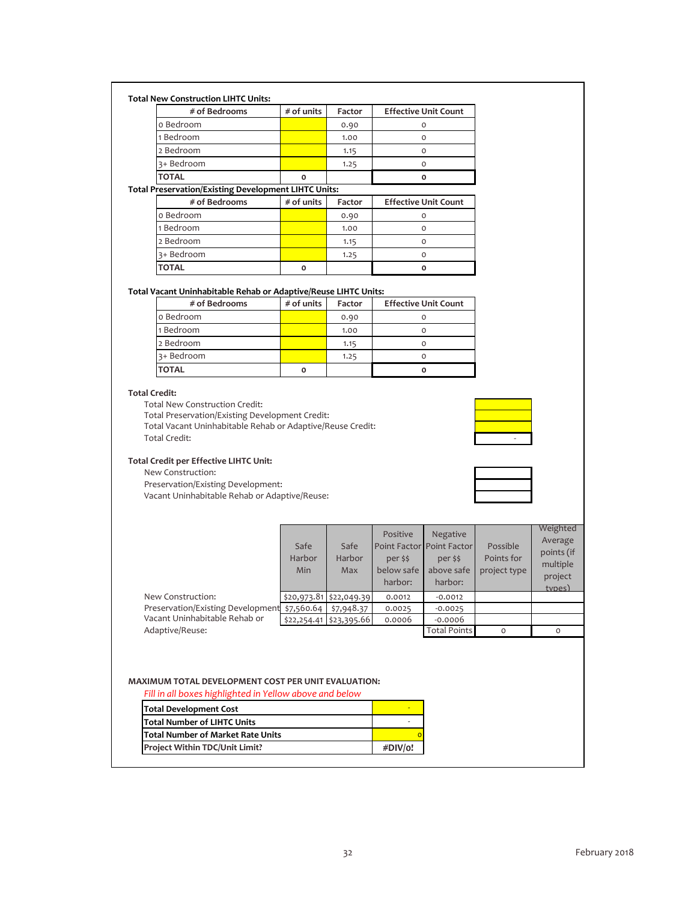**Total New Construction LIHTC Units:**

| # of Bedrooms | # of units | Factor | Effective Unit Count |
|---|---|---|---|
| 0 Bedroom | | 0.90 | 0 |
| 1 Bedroom | | 1.00 | 0 |
| 2 Bedroom | | 1.15 | 0 |
| 3+ Bedroom | | 1.25 | 0 |
| TOTAL | 0 | | 0 |

**Total Preservation/Existing Development LIHTC Units:**

| # of Bedrooms | # of units | Factor | Effective Unit Count |
|---|---|---|---|
| 0 Bedroom | | 0.90 | 0 |
| 1 Bedroom | | 1.00 | 0 |
| 2 Bedroom | | 1.15 | 0 |
| 3+ Bedroom | | 1.25 | 0 |
| TOTAL | 0 | | 0 |

**Total Vacant Uninhabitable Rehab or Adaptive/Reuse LIHTC Units:**

| # of Bedrooms | # of units | Factor | Effective Unit Count |
|---|---|---|---|
| 0 Bedroom | | 0.90 | 0 |
| 1 Bedroom | | 1.00 | 0 |
| 2 Bedroom | | 1.15 | 0 |
| 3+ Bedroom | | 1.25 | 0 |
| TOTAL | 0 | | 0 |

**Total Credit:**

| | |
|---|---|
| Total New Construction Credit: | |
| Total Preservation/Existing Development Credit: | |
| Total Vacant Uninhabitable Rehab or Adaptive/Reuse Credit: | |
| Total Credit: | - |

**Total Credit per Effective LIHTC Unit:**

| | |
|---|---|
| New Construction: | |
| Preservation/Existing Development: | |
| Vacant Uninhabitable Rehab or Adaptive/Reuse: | |

| | Safe Harbor Min | Safe Harbor Max | Positive Point Factor per $$ below safe harbor: | Negative Point Factor per $$ above safe harbor: | Possible Points for project type | Weighted Average points (if multiple project types) |
|---|---|---|---|---|---|---|
| New Construction: | $20,973.81 | $22,049.39 | 0.0012 | -0.0012 | | |
| Preservation/Existing Development | $7,560.64 | $7,948.37 | 0.0025 | -0.0025 | | |
| Vacant Uninhabitable Rehab or Adaptive/Reuse: | $22,254.41 | $23,395.66 | 0.0006 | -0.0006 | | |
| | | | | Total Points | 0 | 0 |

**MAXIMUM TOTAL DEVELOPMENT COST PER UNIT EVALUATION:**

*Fill in all boxes highlighted in Yellow above and below*

| | |
|---|---|
| **Total Development Cost** | - |
| **Total Number of LIHTC Units** | - |
| **Total Number of Market Rate Units** | 0 |
| **Project Within TDC/Unit Limit?** | #DIV/0! |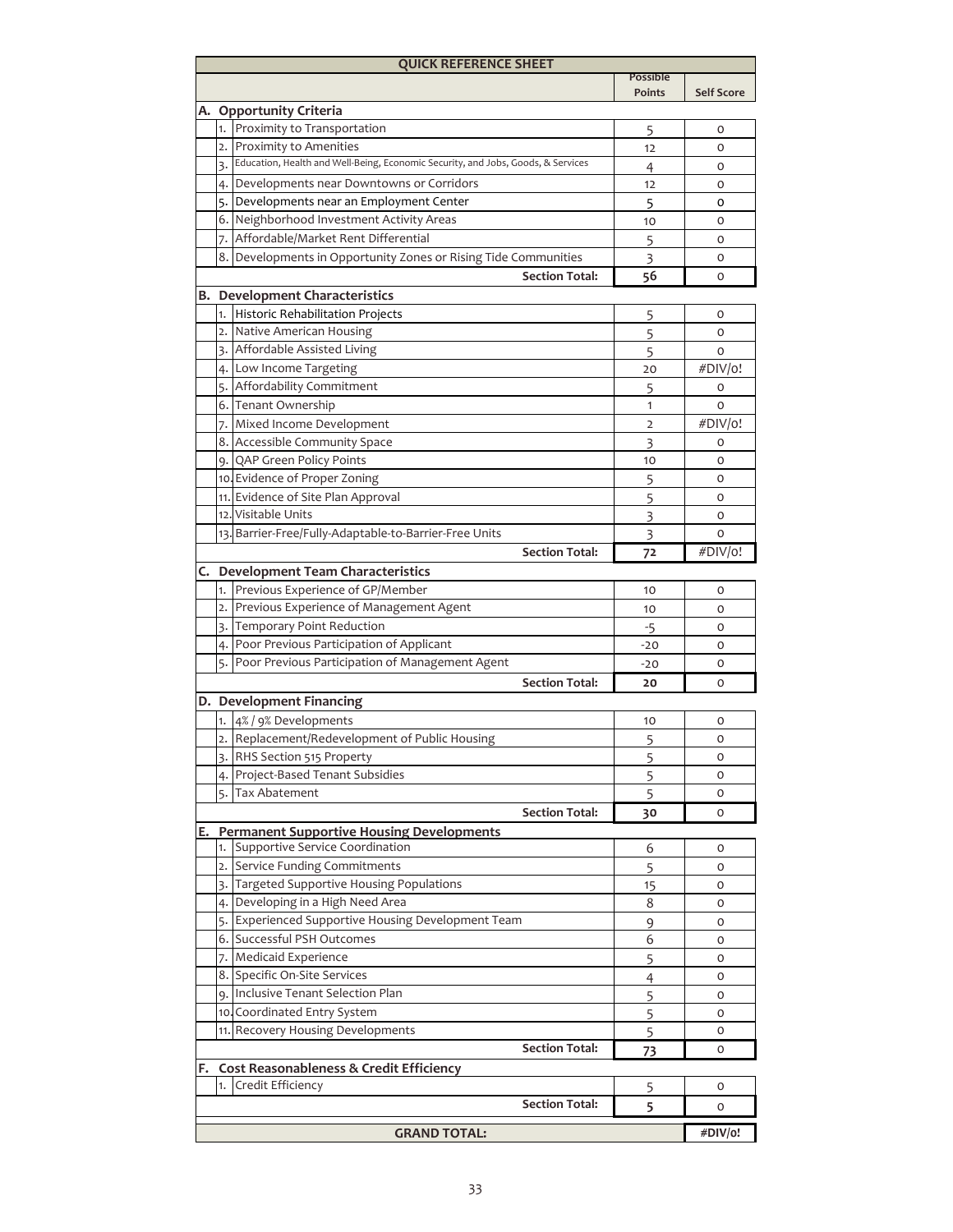| QUICK REFERENCE SHEET | | Possible Points | Self Score |
|---|---|---|---|
| **A. Opportunity Criteria** | | | |
| 1. | Proximity to Transportation | 5 | 0 |
| 2. | Proximity to Amenities | 12 | 0 |
| 3. | Education, Health and Well-Being, Economic Security, and Jobs, Goods, & Services | 4 | 0 |
| 4. | Developments near Downtowns or Corridors | 12 | 0 |
| 5. | Developments near an Employment Center | 5 | 0 |
| 6. | Neighborhood Investment Activity Areas | 10 | 0 |
| 7. | Affordable/Market Rent Differential | 5 | 0 |
| 8. | Developments in Opportunity Zones or Rising Tide Communities | 3 | 0 |
| | **Section Total:** | **56** | 0 |
| **B. Development Characteristics** | | | |
| 1. | Historic Rehabilitation Projects | 5 | 0 |
| 2. | Native American Housing | 5 | 0 |
| 3. | Affordable Assisted Living | 5 | 0 |
| 4. | Low Income Targeting | 20 | #DIV/0! |
| 5. | Affordability Commitment | 5 | 0 |
| 6. | Tenant Ownership | 1 | 0 |
| 7. | Mixed Income Development | 2 | #DIV/0! |
| 8. | Accessible Community Space | 3 | 0 |
| 9. | QAP Green Policy Points | 10 | 0 |
| 10. | Evidence of Proper Zoning | 5 | 0 |
| 11. | Evidence of Site Plan Approval | 5 | 0 |
| 12. | Visitable Units | 3 | 0 |
| 13. | Barrier-Free/Fully-Adaptable-to-Barrier-Free Units | 3 | 0 |
| | **Section Total:** | **72** | #DIV/0! |
| **C. Development Team Characteristics** | | | |
| 1. | Previous Experience of GP/Member | 10 | 0 |
| 2. | Previous Experience of Management Agent | 10 | 0 |
| 3. | Temporary Point Reduction | -5 | 0 |
| 4. | Poor Previous Participation of Applicant | -20 | 0 |
| 5. | Poor Previous Participation of Management Agent | -20 | 0 |
| | **Section Total:** | **20** | 0 |
| **D. Development Financing** | | | |
| 1. | 4% / 9% Developments | 10 | 0 |
| 2. | Replacement/Redevelopment of Public Housing | 5 | 0 |
| 3. | RHS Section 515 Property | 5 | 0 |
| 4. | Project-Based Tenant Subsidies | 5 | 0 |
| 5. | Tax Abatement | 5 | 0 |
| | **Section Total:** | **30** | 0 |
| **E. Permanent Supportive Housing Developments** | | | |
| 1. | Supportive Service Coordination | 6 | 0 |
| 2. | Service Funding Commitments | 5 | 0 |
| 3. | Targeted Supportive Housing Populations | 15 | 0 |
| 4. | Developing in a High Need Area | 8 | 0 |
| 5. | Experienced Supportive Housing Development Team | 9 | 0 |
| 6. | Successful PSH Outcomes | 6 | 0 |
| 7. | Medicaid Experience | 5 | 0 |
| 8. | Specific On-Site Services | 4 | 0 |
| 9. | Inclusive Tenant Selection Plan | 5 | 0 |
| 10. | Coordinated Entry System | 5 | 0 |
| 11. | Recovery Housing Developments | 5 | 0 |
| | **Section Total:** | **73** | 0 |
| **F. Cost Reasonableness & Credit Efficiency** | | | |
| 1. | Credit Efficiency | 5 | 0 |
| | **Section Total:** | **5** | 0 |
| | **GRAND TOTAL:** | | **#DIV/0!** |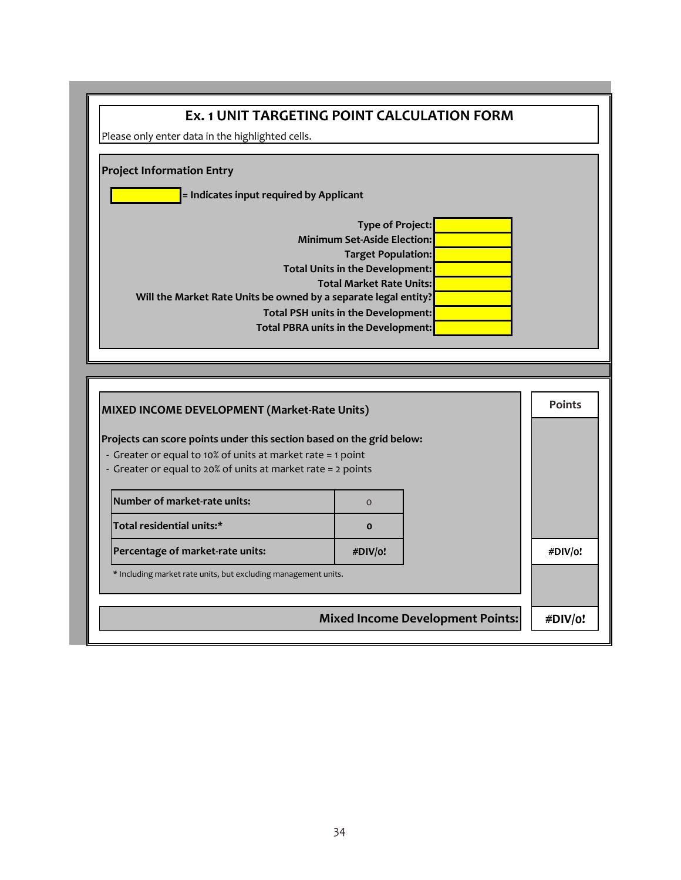# Ex. 1 UNIT TARGETING POINT CALCULATION FORM

Please only enter data in the highlighted cells.

## Project Information Entry

[ ] = Indicates input required by Applicant

| Field | Input |
|---|---|
| Type of Project: | |
| Minimum Set-Aside Election: | |
| Target Population: | |
| Total Units in the Development: | |
| Total Market Rate Units: | |
| Will the Market Rate Units be owned by a separate legal entity? | |
| Total PSH units in the Development: | |
| Total PBRA units in the Development: | |

## MIXED INCOME DEVELOPMENT (Market-Rate Units)

**Projects can score points under this section based on the grid below:**

- Greater or equal to 10% of units at market rate = 1 point
- Greater or equal to 20% of units at market rate = 2 points

| | | Points |
|---|---|---|
| **Number of market-rate units:** | 0 | |
| **Total residential units:*** | **0** | |
| **Percentage of market-rate units:** | **#DIV/0!** | **#DIV/0!** |

\* Including market rate units, but excluding management units.

| | |
|---|---|
| **Mixed Income Development Points:** | **#DIV/0!** |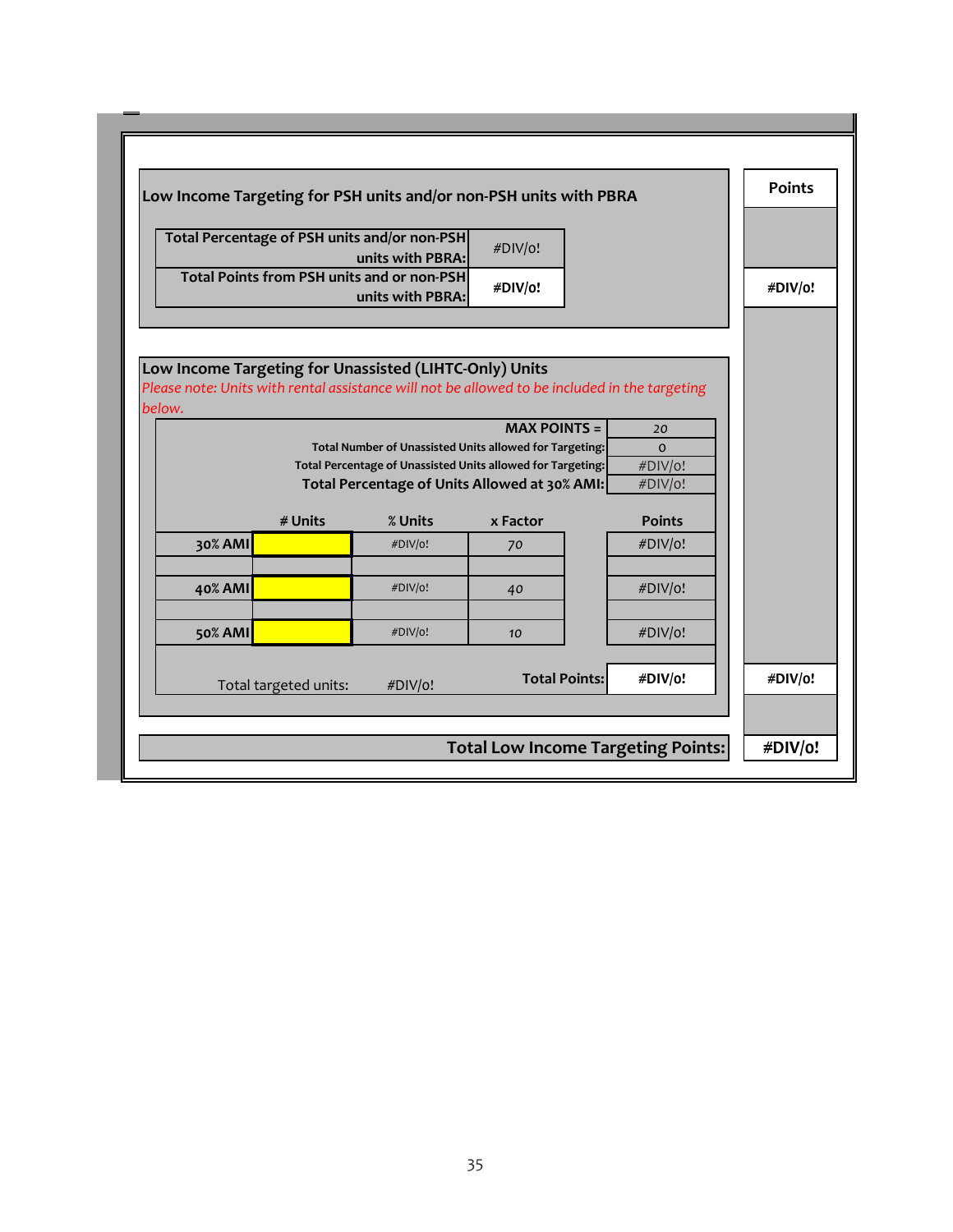## Low Income Targeting for PSH units and/or non-PSH units with PBRA

| | | Points |
|---|---|---|
| Total Percentage of PSH units and/or non-PSH units with PBRA: | #DIV/0! | |
| **Total Points from PSH units and or non-PSH units with PBRA:** | **#DIV/0!** | **#DIV/0!** |

## Low Income Targeting for Unassisted (LIHTC-Only) Units

*Please note: Units with rental assistance will not be allowed to be included in the targeting below.*

| | |
|---|---|
| **MAX POINTS =** | 20 |
| Total Number of Unassisted Units allowed for Targeting: | 0 |
| Total Percentage of Unassisted Units allowed for Targeting: | #DIV/0! |
| **Total Percentage of Units Allowed at 30% AMI:** | #DIV/0! |

| | # Units | % Units | x Factor | Points |
|---|---|---|---|---|
| **30% AMI** | | #DIV/0! | 70 | #DIV/0! |
| **40% AMI** | | #DIV/0! | 40 | #DIV/0! |
| **50% AMI** | | #DIV/0! | 10 | #DIV/0! |

Total targeted units: #DIV/0!

**Total Points:** **#DIV/0!** — **#DIV/0!**

**Total Low Income Targeting Points:** **#DIV/0!**